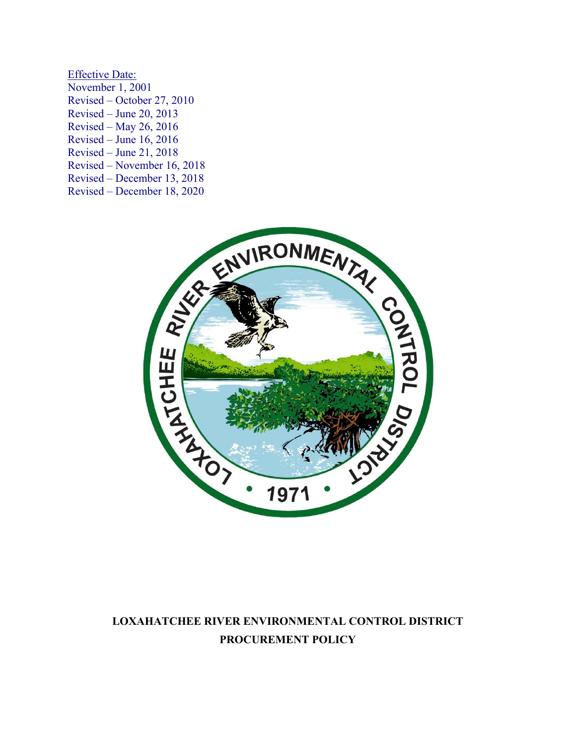Effective Date:
November 1, 2001
Revised – October 27, 2010
Revised – June 20, 2013
Revised – May 26, 2016
Revised – June 16, 2016
Revised – June 21, 2018
Revised – November 16, 2018
Revised – December 13, 2018
Revised – December 18, 2020

**LOXAHATCHEE RIVER ENVIRONMENTAL CONTROL DISTRICT**

**PROCUREMENT POLICY**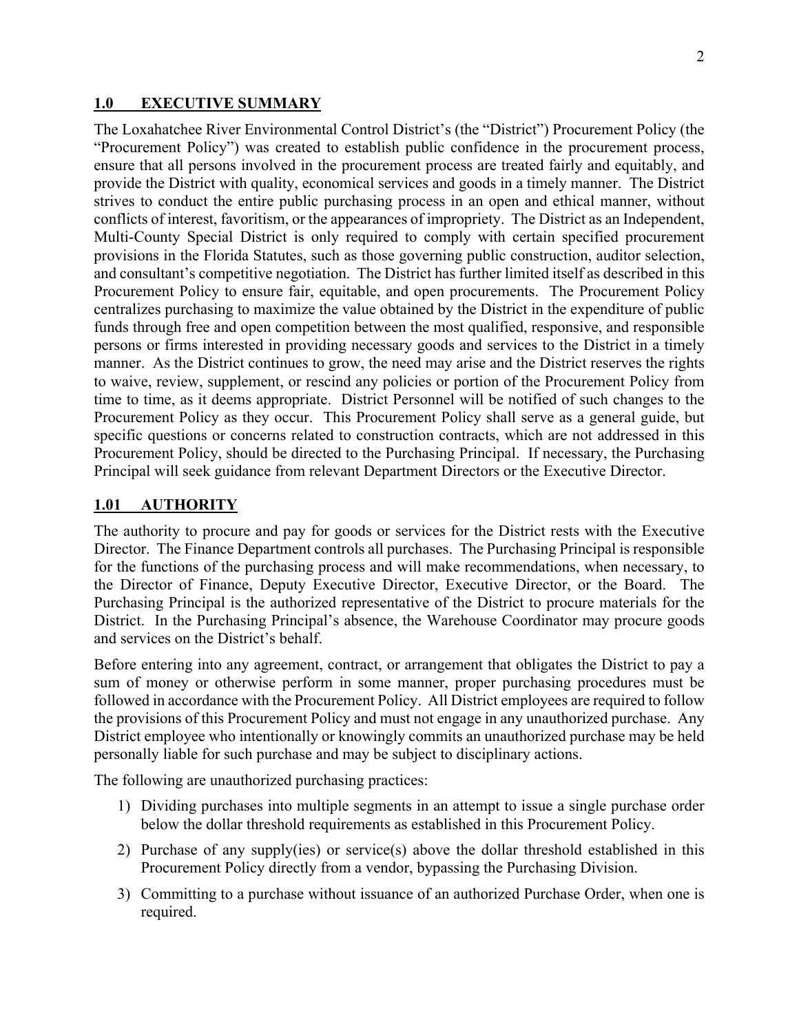## 1.0 EXECUTIVE SUMMARY

The Loxahatchee River Environmental Control District's (the "District") Procurement Policy (the "Procurement Policy") was created to establish public confidence in the procurement process, ensure that all persons involved in the procurement process are treated fairly and equitably, and provide the District with quality, economical services and goods in a timely manner. The District strives to conduct the entire public purchasing process in an open and ethical manner, without conflicts of interest, favoritism, or the appearances of impropriety. The District as an Independent, Multi-County Special District is only required to comply with certain specified procurement provisions in the Florida Statutes, such as those governing public construction, auditor selection, and consultant's competitive negotiation. The District has further limited itself as described in this Procurement Policy to ensure fair, equitable, and open procurements. The Procurement Policy centralizes purchasing to maximize the value obtained by the District in the expenditure of public funds through free and open competition between the most qualified, responsive, and responsible persons or firms interested in providing necessary goods and services to the District in a timely manner. As the District continues to grow, the need may arise and the District reserves the rights to waive, review, supplement, or rescind any policies or portion of the Procurement Policy from time to time, as it deems appropriate. District Personnel will be notified of such changes to the Procurement Policy as they occur. This Procurement Policy shall serve as a general guide, but specific questions or concerns related to construction contracts, which are not addressed in this Procurement Policy, should be directed to the Purchasing Principal. If necessary, the Purchasing Principal will seek guidance from relevant Department Directors or the Executive Director.

## 1.01 AUTHORITY

The authority to procure and pay for goods or services for the District rests with the Executive Director. The Finance Department controls all purchases. The Purchasing Principal is responsible for the functions of the purchasing process and will make recommendations, when necessary, to the Director of Finance, Deputy Executive Director, Executive Director, or the Board. The Purchasing Principal is the authorized representative of the District to procure materials for the District. In the Purchasing Principal's absence, the Warehouse Coordinator may procure goods and services on the District's behalf.

Before entering into any agreement, contract, or arrangement that obligates the District to pay a sum of money or otherwise perform in some manner, proper purchasing procedures must be followed in accordance with the Procurement Policy. All District employees are required to follow the provisions of this Procurement Policy and must not engage in any unauthorized purchase. Any District employee who intentionally or knowingly commits an unauthorized purchase may be held personally liable for such purchase and may be subject to disciplinary actions.

The following are unauthorized purchasing practices:

1) Dividing purchases into multiple segments in an attempt to issue a single purchase order below the dollar threshold requirements as established in this Procurement Policy.
2) Purchase of any supply(ies) or service(s) above the dollar threshold established in this Procurement Policy directly from a vendor, bypassing the Purchasing Division.
3) Committing to a purchase without issuance of an authorized Purchase Order, when one is required.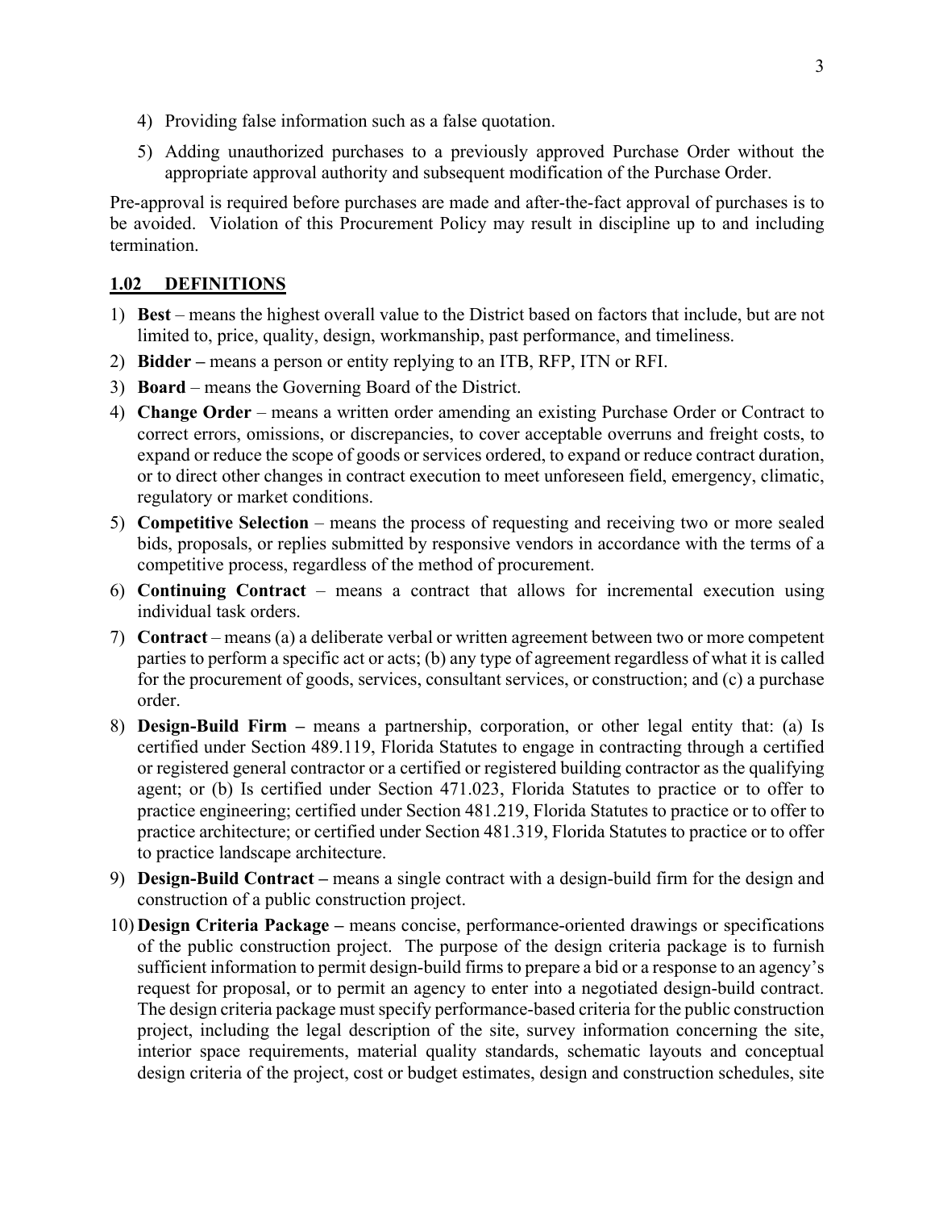4) Providing false information such as a false quotation.
5) Adding unauthorized purchases to a previously approved Purchase Order without the appropriate approval authority and subsequent modification of the Purchase Order.

Pre-approval is required before purchases are made and after-the-fact approval of purchases is to be avoided. Violation of this Procurement Policy may result in discipline up to and including termination.

## 1.02 DEFINITIONS

1) **Best** – means the highest overall value to the District based on factors that include, but are not limited to, price, quality, design, workmanship, past performance, and timeliness.
2) **Bidder –** means a person or entity replying to an ITB, RFP, ITN or RFI.
3) **Board** – means the Governing Board of the District.
4) **Change Order** – means a written order amending an existing Purchase Order or Contract to correct errors, omissions, or discrepancies, to cover acceptable overruns and freight costs, to expand or reduce the scope of goods or services ordered, to expand or reduce contract duration, or to direct other changes in contract execution to meet unforeseen field, emergency, climatic, regulatory or market conditions.
5) **Competitive Selection** – means the process of requesting and receiving two or more sealed bids, proposals, or replies submitted by responsive vendors in accordance with the terms of a competitive process, regardless of the method of procurement.
6) **Continuing Contract** – means a contract that allows for incremental execution using individual task orders.
7) **Contract** – means (a) a deliberate verbal or written agreement between two or more competent parties to perform a specific act or acts; (b) any type of agreement regardless of what it is called for the procurement of goods, services, consultant services, or construction; and (c) a purchase order.
8) **Design-Build Firm –** means a partnership, corporation, or other legal entity that: (a) Is certified under Section 489.119, Florida Statutes to engage in contracting through a certified or registered general contractor or a certified or registered building contractor as the qualifying agent; or (b) Is certified under Section 471.023, Florida Statutes to practice or to offer to practice engineering; certified under Section 481.219, Florida Statutes to practice or to offer to practice architecture; or certified under Section 481.319, Florida Statutes to practice or to offer to practice landscape architecture.
9) **Design-Build Contract –** means a single contract with a design-build firm for the design and construction of a public construction project.
10) **Design Criteria Package –** means concise, performance-oriented drawings or specifications of the public construction project. The purpose of the design criteria package is to furnish sufficient information to permit design-build firms to prepare a bid or a response to an agency's request for proposal, or to permit an agency to enter into a negotiated design-build contract. The design criteria package must specify performance-based criteria for the public construction project, including the legal description of the site, survey information concerning the site, interior space requirements, material quality standards, schematic layouts and conceptual design criteria of the project, cost or budget estimates, design and construction schedules, site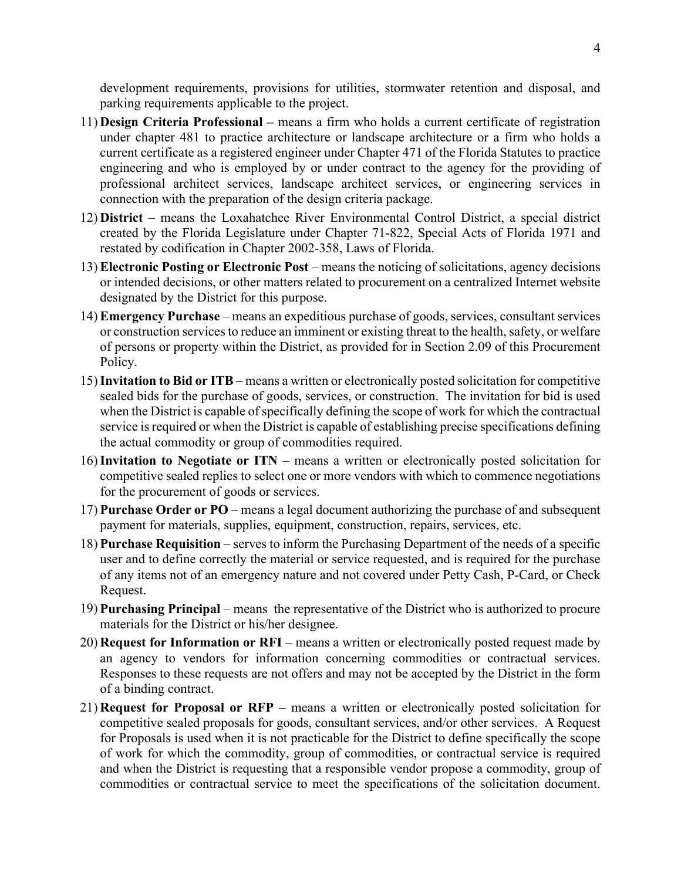development requirements, provisions for utilities, stormwater retention and disposal, and parking requirements applicable to the project.

11) **Design Criteria Professional –** means a firm who holds a current certificate of registration under chapter 481 to practice architecture or landscape architecture or a firm who holds a current certificate as a registered engineer under Chapter 471 of the Florida Statutes to practice engineering and who is employed by or under contract to the agency for the providing of professional architect services, landscape architect services, or engineering services in connection with the preparation of the design criteria package.
12) **District** – means the Loxahatchee River Environmental Control District, a special district created by the Florida Legislature under Chapter 71-822, Special Acts of Florida 1971 and restated by codification in Chapter 2002-358, Laws of Florida.
13) **Electronic Posting or Electronic Post** – means the noticing of solicitations, agency decisions or intended decisions, or other matters related to procurement on a centralized Internet website designated by the District for this purpose.
14) **Emergency Purchase** – means an expeditious purchase of goods, services, consultant services or construction services to reduce an imminent or existing threat to the health, safety, or welfare of persons or property within the District, as provided for in Section 2.09 of this Procurement Policy.
15) **Invitation to Bid or ITB** – means a written or electronically posted solicitation for competitive sealed bids for the purchase of goods, services, or construction. The invitation for bid is used when the District is capable of specifically defining the scope of work for which the contractual service is required or when the District is capable of establishing precise specifications defining the actual commodity or group of commodities required.
16) **Invitation to Negotiate or ITN** – means a written or electronically posted solicitation for competitive sealed replies to select one or more vendors with which to commence negotiations for the procurement of goods or services.
17) **Purchase Order or PO** – means a legal document authorizing the purchase of and subsequent payment for materials, supplies, equipment, construction, repairs, services, etc.
18) **Purchase Requisition** – serves to inform the Purchasing Department of the needs of a specific user and to define correctly the material or service requested, and is required for the purchase of any items not of an emergency nature and not covered under Petty Cash, P-Card, or Check Request.
19) **Purchasing Principal** – means the representative of the District who is authorized to procure materials for the District or his/her designee.
20) **Request for Information or RFI** – means a written or electronically posted request made by an agency to vendors for information concerning commodities or contractual services. Responses to these requests are not offers and may not be accepted by the District in the form of a binding contract.
21) **Request for Proposal or RFP** – means a written or electronically posted solicitation for competitive sealed proposals for goods, consultant services, and/or other services. A Request for Proposals is used when it is not practicable for the District to define specifically the scope of work for which the commodity, group of commodities, or contractual service is required and when the District is requesting that a responsible vendor propose a commodity, group of commodities or contractual service to meet the specifications of the solicitation document.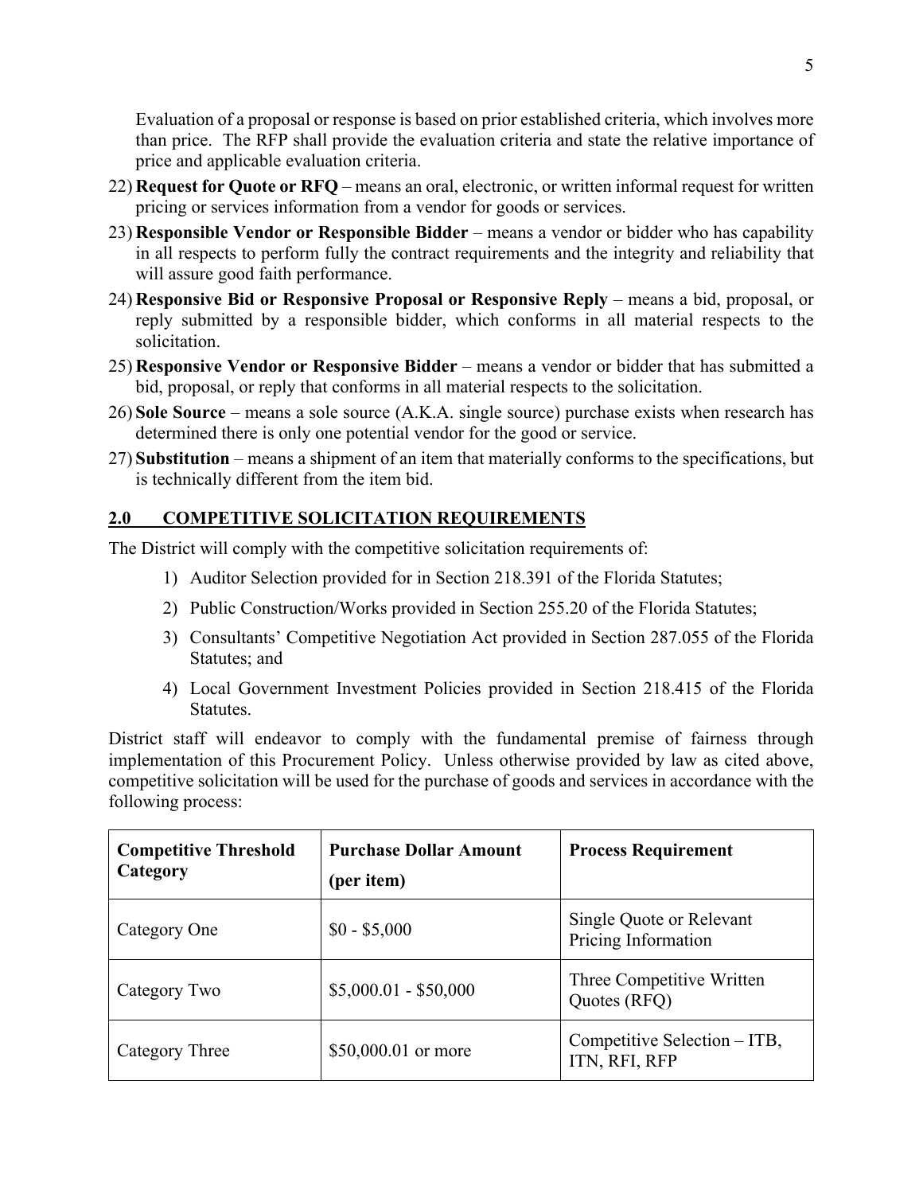Evaluation of a proposal or response is based on prior established criteria, which involves more than price. The RFP shall provide the evaluation criteria and state the relative importance of price and applicable evaluation criteria.

22) **Request for Quote or RFQ** – means an oral, electronic, or written informal request for written pricing or services information from a vendor for goods or services.
23) **Responsible Vendor or Responsible Bidder** – means a vendor or bidder who has capability in all respects to perform fully the contract requirements and the integrity and reliability that will assure good faith performance.
24) **Responsive Bid or Responsive Proposal or Responsive Reply** – means a bid, proposal, or reply submitted by a responsible bidder, which conforms in all material respects to the solicitation.
25) **Responsive Vendor or Responsive Bidder** – means a vendor or bidder that has submitted a bid, proposal, or reply that conforms in all material respects to the solicitation.
26) **Sole Source** – means a sole source (A.K.A. single source) purchase exists when research has determined there is only one potential vendor for the good or service.
27) **Substitution** – means a shipment of an item that materially conforms to the specifications, but is technically different from the item bid.

## 2.0 COMPETITIVE SOLICITATION REQUIREMENTS

The District will comply with the competitive solicitation requirements of:

1) Auditor Selection provided for in Section 218.391 of the Florida Statutes;
2) Public Construction/Works provided in Section 255.20 of the Florida Statutes;
3) Consultants' Competitive Negotiation Act provided in Section 287.055 of the Florida Statutes; and
4) Local Government Investment Policies provided in Section 218.415 of the Florida Statutes.

District staff will endeavor to comply with the fundamental premise of fairness through implementation of this Procurement Policy. Unless otherwise provided by law as cited above, competitive solicitation will be used for the purchase of goods and services in accordance with the following process:

| Competitive Threshold Category | Purchase Dollar Amount (per item) | Process Requirement |
|---|---|---|
| Category One | $0 - $5,000 | Single Quote or Relevant Pricing Information |
| Category Two | $5,000.01 - $50,000 | Three Competitive Written Quotes (RFQ) |
| Category Three | $50,000.01 or more | Competitive Selection – ITB, ITN, RFI, RFP |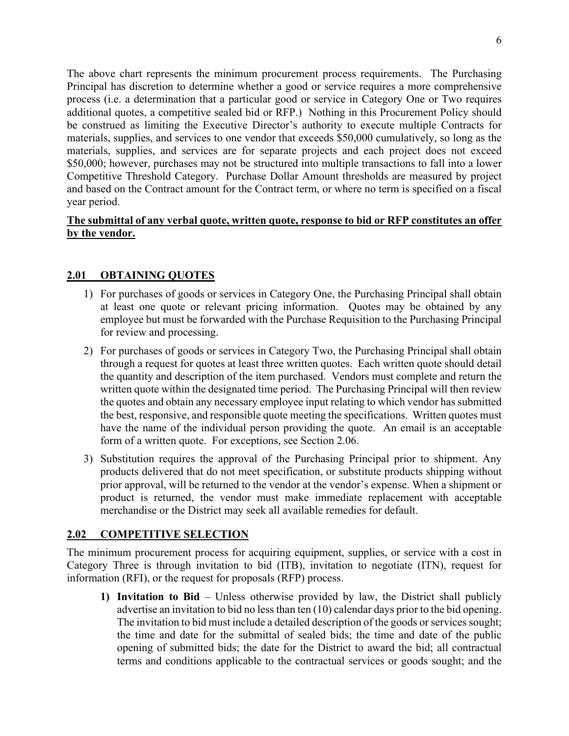The above chart represents the minimum procurement process requirements. The Purchasing Principal has discretion to determine whether a good or service requires a more comprehensive process (i.e. a determination that a particular good or service in Category One or Two requires additional quotes, a competitive sealed bid or RFP.) Nothing in this Procurement Policy should be construed as limiting the Executive Director's authority to execute multiple Contracts for materials, supplies, and services to one vendor that exceeds $50,000 cumulatively, so long as the materials, supplies, and services are for separate projects and each project does not exceed $50,000; however, purchases may not be structured into multiple transactions to fall into a lower Competitive Threshold Category. Purchase Dollar Amount thresholds are measured by project and based on the Contract amount for the Contract term, or where no term is specified on a fiscal year period.

**The submittal of any verbal quote, written quote, response to bid or RFP constitutes an offer by the vendor.**

## 2.01 OBTAINING QUOTES

1) For purchases of goods or services in Category One, the Purchasing Principal shall obtain at least one quote or relevant pricing information. Quotes may be obtained by any employee but must be forwarded with the Purchase Requisition to the Purchasing Principal for review and processing.

2) For purchases of goods or services in Category Two, the Purchasing Principal shall obtain through a request for quotes at least three written quotes. Each written quote should detail the quantity and description of the item purchased. Vendors must complete and return the written quote within the designated time period. The Purchasing Principal will then review the quotes and obtain any necessary employee input relating to which vendor has submitted the best, responsive, and responsible quote meeting the specifications. Written quotes must have the name of the individual person providing the quote. An email is an acceptable form of a written quote. For exceptions, see Section 2.06.

3) Substitution requires the approval of the Purchasing Principal prior to shipment. Any products delivered that do not meet specification, or substitute products shipping without prior approval, will be returned to the vendor at the vendor's expense. When a shipment or product is returned, the vendor must make immediate replacement with acceptable merchandise or the District may seek all available remedies for default.

## 2.02 COMPETITIVE SELECTION

The minimum procurement process for acquiring equipment, supplies, or service with a cost in Category Three is through invitation to bid (ITB), invitation to negotiate (ITN), request for information (RFI), or the request for proposals (RFP) process.

1) **Invitation to Bid** – Unless otherwise provided by law, the District shall publicly advertise an invitation to bid no less than ten (10) calendar days prior to the bid opening. The invitation to bid must include a detailed description of the goods or services sought; the time and date for the submittal of sealed bids; the time and date of the public opening of submitted bids; the date for the District to award the bid; all contractual terms and conditions applicable to the contractual services or goods sought; and the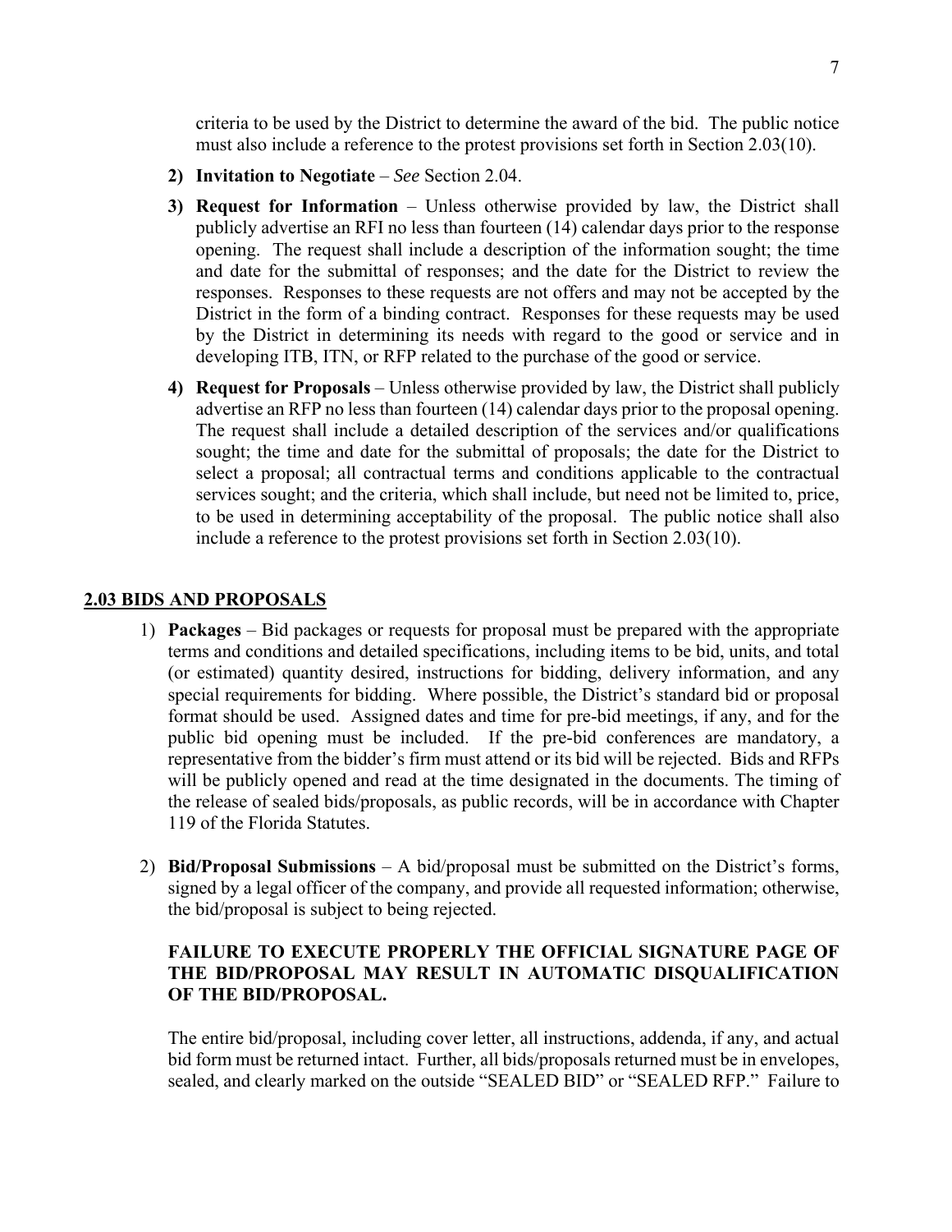criteria to be used by the District to determine the award of the bid. The public notice must also include a reference to the protest provisions set forth in Section 2.03(10).

2) **Invitation to Negotiate** – *See* Section 2.04.

3) **Request for Information** – Unless otherwise provided by law, the District shall publicly advertise an RFI no less than fourteen (14) calendar days prior to the response opening. The request shall include a description of the information sought; the time and date for the submittal of responses; and the date for the District to review the responses. Responses to these requests are not offers and may not be accepted by the District in the form of a binding contract. Responses for these requests may be used by the District in determining its needs with regard to the good or service and in developing ITB, ITN, or RFP related to the purchase of the good or service.

4) **Request for Proposals** – Unless otherwise provided by law, the District shall publicly advertise an RFP no less than fourteen (14) calendar days prior to the proposal opening. The request shall include a detailed description of the services and/or qualifications sought; the time and date for the submittal of proposals; the date for the District to select a proposal; all contractual terms and conditions applicable to the contractual services sought; and the criteria, which shall include, but need not be limited to, price, to be used in determining acceptability of the proposal. The public notice shall also include a reference to the protest provisions set forth in Section 2.03(10).

## 2.03 BIDS AND PROPOSALS

1) **Packages** – Bid packages or requests for proposal must be prepared with the appropriate terms and conditions and detailed specifications, including items to be bid, units, and total (or estimated) quantity desired, instructions for bidding, delivery information, and any special requirements for bidding. Where possible, the District's standard bid or proposal format should be used. Assigned dates and time for pre-bid meetings, if any, and for the public bid opening must be included. If the pre-bid conferences are mandatory, a representative from the bidder's firm must attend or its bid will be rejected. Bids and RFPs will be publicly opened and read at the time designated in the documents. The timing of the release of sealed bids/proposals, as public records, will be in accordance with Chapter 119 of the Florida Statutes.

2) **Bid/Proposal Submissions** – A bid/proposal must be submitted on the District's forms, signed by a legal officer of the company, and provide all requested information; otherwise, the bid/proposal is subject to being rejected.

   **FAILURE TO EXECUTE PROPERLY THE OFFICIAL SIGNATURE PAGE OF THE BID/PROPOSAL MAY RESULT IN AUTOMATIC DISQUALIFICATION OF THE BID/PROPOSAL.**

   The entire bid/proposal, including cover letter, all instructions, addenda, if any, and actual bid form must be returned intact. Further, all bids/proposals returned must be in envelopes, sealed, and clearly marked on the outside "SEALED BID" or "SEALED RFP." Failure to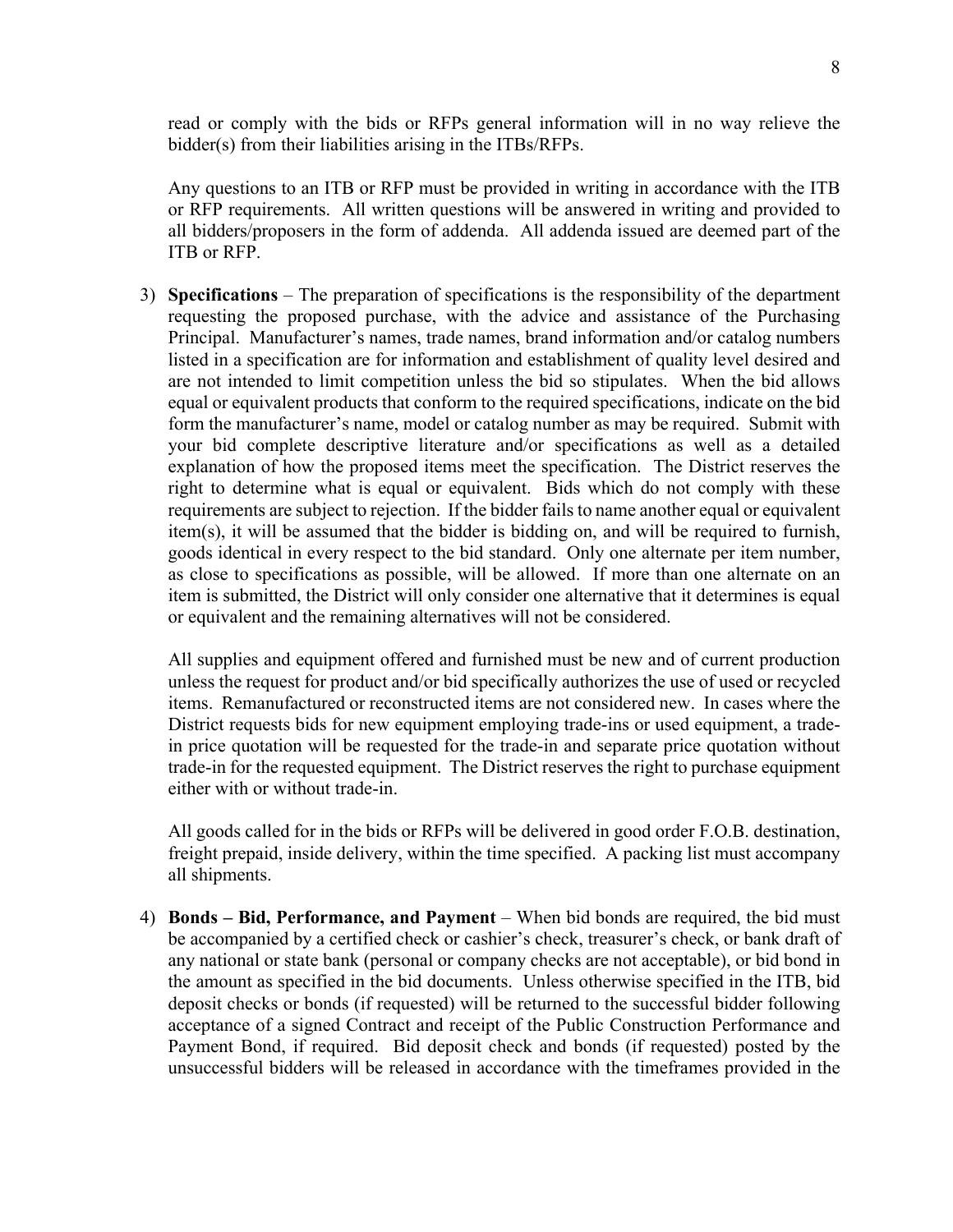read or comply with the bids or RFPs general information will in no way relieve the bidder(s) from their liabilities arising in the ITBs/RFPs.

Any questions to an ITB or RFP must be provided in writing in accordance with the ITB or RFP requirements. All written questions will be answered in writing and provided to all bidders/proposers in the form of addenda. All addenda issued are deemed part of the ITB or RFP.

3) **Specifications** – The preparation of specifications is the responsibility of the department requesting the proposed purchase, with the advice and assistance of the Purchasing Principal. Manufacturer's names, trade names, brand information and/or catalog numbers listed in a specification are for information and establishment of quality level desired and are not intended to limit competition unless the bid so stipulates. When the bid allows equal or equivalent products that conform to the required specifications, indicate on the bid form the manufacturer's name, model or catalog number as may be required. Submit with your bid complete descriptive literature and/or specifications as well as a detailed explanation of how the proposed items meet the specification. The District reserves the right to determine what is equal or equivalent. Bids which do not comply with these requirements are subject to rejection. If the bidder fails to name another equal or equivalent item(s), it will be assumed that the bidder is bidding on, and will be required to furnish, goods identical in every respect to the bid standard. Only one alternate per item number, as close to specifications as possible, will be allowed. If more than one alternate on an item is submitted, the District will only consider one alternative that it determines is equal or equivalent and the remaining alternatives will not be considered.

   All supplies and equipment offered and furnished must be new and of current production unless the request for product and/or bid specifically authorizes the use of used or recycled items. Remanufactured or reconstructed items are not considered new. In cases where the District requests bids for new equipment employing trade-ins or used equipment, a trade-in price quotation will be requested for the trade-in and separate price quotation without trade-in for the requested equipment. The District reserves the right to purchase equipment either with or without trade-in.

   All goods called for in the bids or RFPs will be delivered in good order F.O.B. destination, freight prepaid, inside delivery, within the time specified. A packing list must accompany all shipments.

4) **Bonds – Bid, Performance, and Payment** – When bid bonds are required, the bid must be accompanied by a certified check or cashier's check, treasurer's check, or bank draft of any national or state bank (personal or company checks are not acceptable), or bid bond in the amount as specified in the bid documents. Unless otherwise specified in the ITB, bid deposit checks or bonds (if requested) will be returned to the successful bidder following acceptance of a signed Contract and receipt of the Public Construction Performance and Payment Bond, if required. Bid deposit check and bonds (if requested) posted by the unsuccessful bidders will be released in accordance with the timeframes provided in the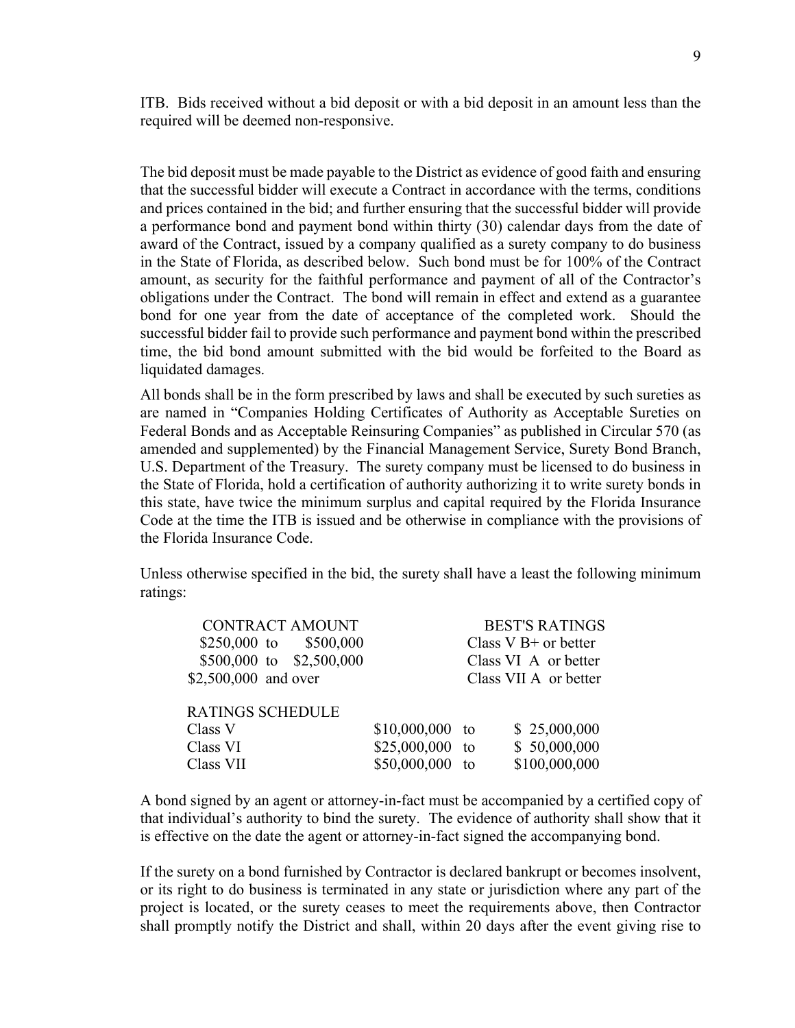ITB. Bids received without a bid deposit or with a bid deposit in an amount less than the required will be deemed non-responsive.

The bid deposit must be made payable to the District as evidence of good faith and ensuring that the successful bidder will execute a Contract in accordance with the terms, conditions and prices contained in the bid; and further ensuring that the successful bidder will provide a performance bond and payment bond within thirty (30) calendar days from the date of award of the Contract, issued by a company qualified as a surety company to do business in the State of Florida, as described below. Such bond must be for 100% of the Contract amount, as security for the faithful performance and payment of all of the Contractor's obligations under the Contract. The bond will remain in effect and extend as a guarantee bond for one year from the date of acceptance of the completed work. Should the successful bidder fail to provide such performance and payment bond within the prescribed time, the bid bond amount submitted with the bid would be forfeited to the Board as liquidated damages.

All bonds shall be in the form prescribed by laws and shall be executed by such sureties as are named in "Companies Holding Certificates of Authority as Acceptable Sureties on Federal Bonds and as Acceptable Reinsuring Companies" as published in Circular 570 (as amended and supplemented) by the Financial Management Service, Surety Bond Branch, U.S. Department of the Treasury. The surety company must be licensed to do business in the State of Florida, hold a certification of authority authorizing it to write surety bonds in this state, have twice the minimum surplus and capital required by the Florida Insurance Code at the time the ITB is issued and be otherwise in compliance with the provisions of the Florida Insurance Code.

Unless otherwise specified in the bid, the surety shall have a least the following minimum ratings:

| CONTRACT AMOUNT | BEST'S RATINGS |
|---|---|
| $250,000 to $500,000 | Class V B+ or better |
| $500,000 to $2,500,000 | Class VI A or better |
| $2,500,000 and over | Class VII A or better |

| RATINGS SCHEDULE | | | |
|---|---|---|---|
| Class V | $10,000,000 | to | $ 25,000,000 |
| Class VI | $25,000,000 | to | $ 50,000,000 |
| Class VII | $50,000,000 | to | $100,000,000 |

A bond signed by an agent or attorney-in-fact must be accompanied by a certified copy of that individual's authority to bind the surety. The evidence of authority shall show that it is effective on the date the agent or attorney-in-fact signed the accompanying bond.

If the surety on a bond furnished by Contractor is declared bankrupt or becomes insolvent, or its right to do business is terminated in any state or jurisdiction where any part of the project is located, or the surety ceases to meet the requirements above, then Contractor shall promptly notify the District and shall, within 20 days after the event giving rise to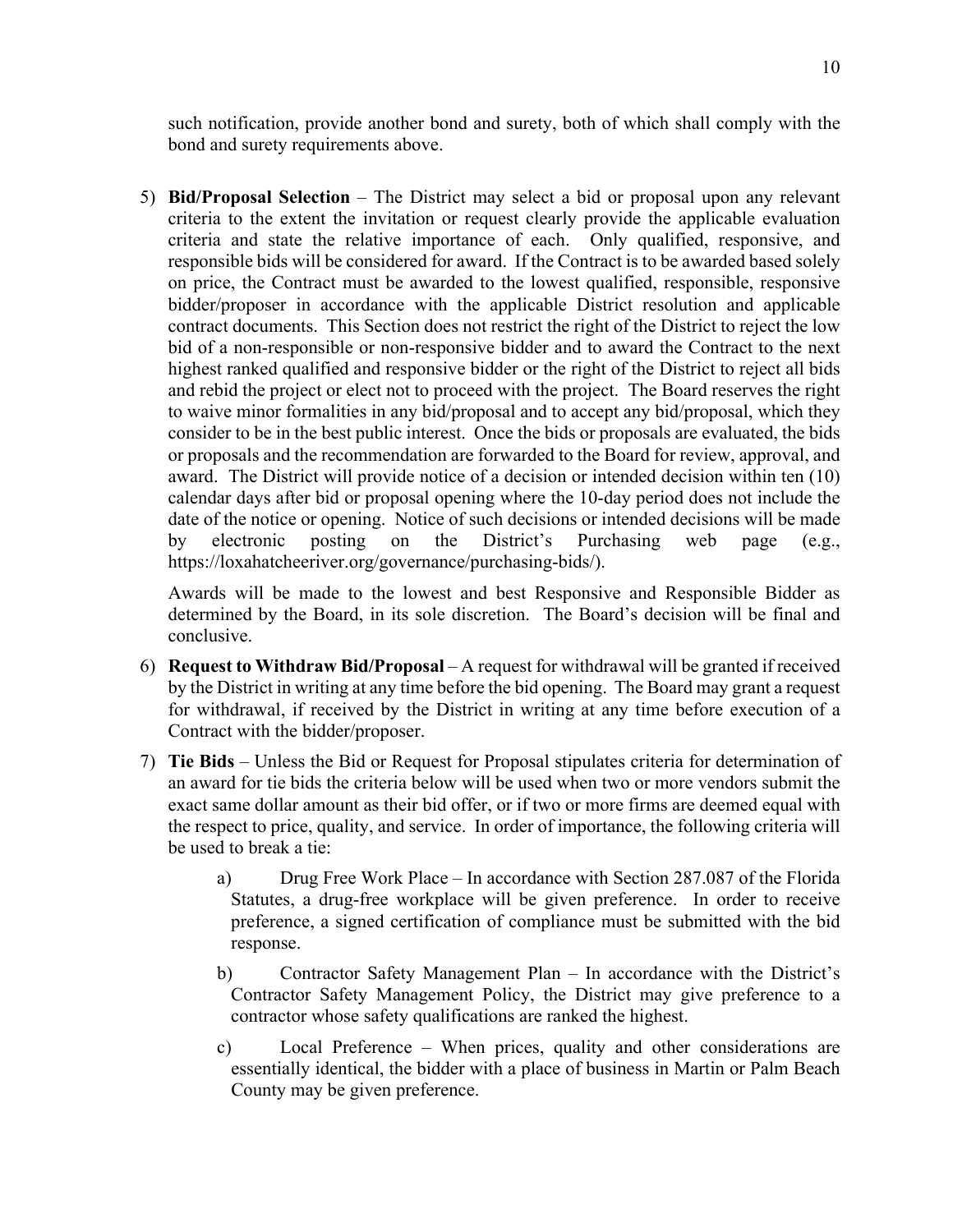such notification, provide another bond and surety, both of which shall comply with the bond and surety requirements above.

5) **Bid/Proposal Selection** – The District may select a bid or proposal upon any relevant criteria to the extent the invitation or request clearly provide the applicable evaluation criteria and state the relative importance of each. Only qualified, responsive, and responsible bids will be considered for award. If the Contract is to be awarded based solely on price, the Contract must be awarded to the lowest qualified, responsible, responsive bidder/proposer in accordance with the applicable District resolution and applicable contract documents. This Section does not restrict the right of the District to reject the low bid of a non-responsible or non-responsive bidder and to award the Contract to the next highest ranked qualified and responsive bidder or the right of the District to reject all bids and rebid the project or elect not to proceed with the project. The Board reserves the right to waive minor formalities in any bid/proposal and to accept any bid/proposal, which they consider to be in the best public interest. Once the bids or proposals are evaluated, the bids or proposals and the recommendation are forwarded to the Board for review, approval, and award. The District will provide notice of a decision or intended decision within ten (10) calendar days after bid or proposal opening where the 10-day period does not include the date of the notice or opening. Notice of such decisions or intended decisions will be made by electronic posting on the District's Purchasing web page (e.g., https://loxahatcheeriver.org/governance/purchasing-bids/).

   Awards will be made to the lowest and best Responsive and Responsible Bidder as determined by the Board, in its sole discretion. The Board's decision will be final and conclusive.

6) **Request to Withdraw Bid/Proposal** – A request for withdrawal will be granted if received by the District in writing at any time before the bid opening. The Board may grant a request for withdrawal, if received by the District in writing at any time before execution of a Contract with the bidder/proposer.

7) **Tie Bids** – Unless the Bid or Request for Proposal stipulates criteria for determination of an award for tie bids the criteria below will be used when two or more vendors submit the exact same dollar amount as their bid offer, or if two or more firms are deemed equal with the respect to price, quality, and service. In order of importance, the following criteria will be used to break a tie:

   a) Drug Free Work Place – In accordance with Section 287.087 of the Florida Statutes, a drug-free workplace will be given preference. In order to receive preference, a signed certification of compliance must be submitted with the bid response.

   b) Contractor Safety Management Plan – In accordance with the District's Contractor Safety Management Policy, the District may give preference to a contractor whose safety qualifications are ranked the highest.

   c) Local Preference – When prices, quality and other considerations are essentially identical, the bidder with a place of business in Martin or Palm Beach County may be given preference.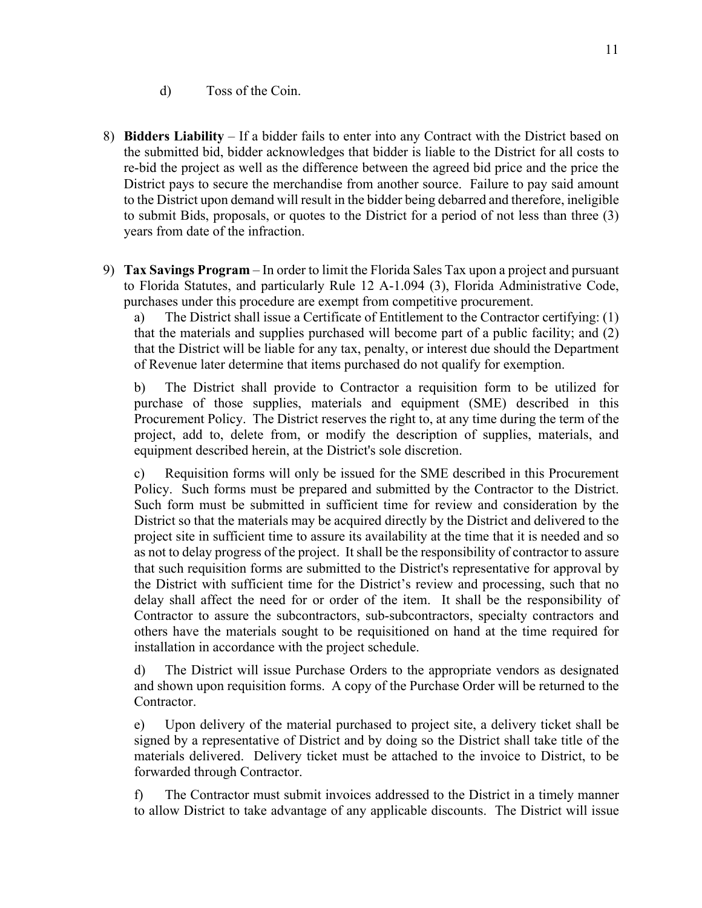d) Toss of the Coin.

8) **Bidders Liability** – If a bidder fails to enter into any Contract with the District based on the submitted bid, bidder acknowledges that bidder is liable to the District for all costs to re-bid the project as well as the difference between the agreed bid price and the price the District pays to secure the merchandise from another source. Failure to pay said amount to the District upon demand will result in the bidder being debarred and therefore, ineligible to submit Bids, proposals, or quotes to the District for a period of not less than three (3) years from date of the infraction.

9) **Tax Savings Program** – In order to limit the Florida Sales Tax upon a project and pursuant to Florida Statutes, and particularly Rule 12 A-1.094 (3), Florida Administrative Code, purchases under this procedure are exempt from competitive procurement.

   a) The District shall issue a Certificate of Entitlement to the Contractor certifying: (1) that the materials and supplies purchased will become part of a public facility; and (2) that the District will be liable for any tax, penalty, or interest due should the Department of Revenue later determine that items purchased do not qualify for exemption.

   b) The District shall provide to Contractor a requisition form to be utilized for purchase of those supplies, materials and equipment (SME) described in this Procurement Policy. The District reserves the right to, at any time during the term of the project, add to, delete from, or modify the description of supplies, materials, and equipment described herein, at the District's sole discretion.

   c) Requisition forms will only be issued for the SME described in this Procurement Policy. Such forms must be prepared and submitted by the Contractor to the District. Such form must be submitted in sufficient time for review and consideration by the District so that the materials may be acquired directly by the District and delivered to the project site in sufficient time to assure its availability at the time that it is needed and so as not to delay progress of the project. It shall be the responsibility of contractor to assure that such requisition forms are submitted to the District's representative for approval by the District with sufficient time for the District's review and processing, such that no delay shall affect the need for or order of the item. It shall be the responsibility of Contractor to assure the subcontractors, sub-subcontractors, specialty contractors and others have the materials sought to be requisitioned on hand at the time required for installation in accordance with the project schedule.

   d) The District will issue Purchase Orders to the appropriate vendors as designated and shown upon requisition forms. A copy of the Purchase Order will be returned to the Contractor.

   e) Upon delivery of the material purchased to project site, a delivery ticket shall be signed by a representative of District and by doing so the District shall take title of the materials delivered. Delivery ticket must be attached to the invoice to District, to be forwarded through Contractor.

   f) The Contractor must submit invoices addressed to the District in a timely manner to allow District to take advantage of any applicable discounts. The District will issue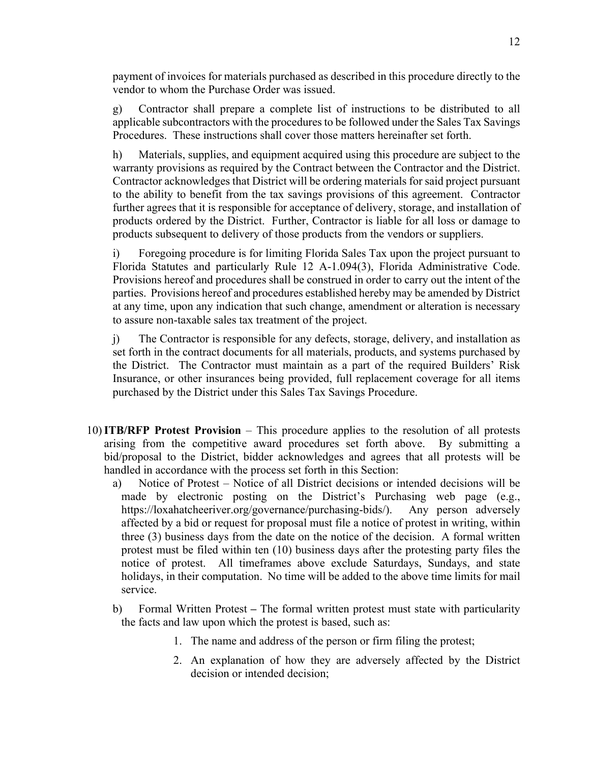payment of invoices for materials purchased as described in this procedure directly to the vendor to whom the Purchase Order was issued.

g) Contractor shall prepare a complete list of instructions to be distributed to all applicable subcontractors with the procedures to be followed under the Sales Tax Savings Procedures. These instructions shall cover those matters hereinafter set forth.

h) Materials, supplies, and equipment acquired using this procedure are subject to the warranty provisions as required by the Contract between the Contractor and the District. Contractor acknowledges that District will be ordering materials for said project pursuant to the ability to benefit from the tax savings provisions of this agreement. Contractor further agrees that it is responsible for acceptance of delivery, storage, and installation of products ordered by the District. Further, Contractor is liable for all loss or damage to products subsequent to delivery of those products from the vendors or suppliers.

i) Foregoing procedure is for limiting Florida Sales Tax upon the project pursuant to Florida Statutes and particularly Rule 12 A-1.094(3), Florida Administrative Code. Provisions hereof and procedures shall be construed in order to carry out the intent of the parties. Provisions hereof and procedures established hereby may be amended by District at any time, upon any indication that such change, amendment or alteration is necessary to assure non-taxable sales tax treatment of the project.

j) The Contractor is responsible for any defects, storage, delivery, and installation as set forth in the contract documents for all materials, products, and systems purchased by the District. The Contractor must maintain as a part of the required Builders' Risk Insurance, or other insurances being provided, full replacement coverage for all items purchased by the District under this Sales Tax Savings Procedure.

10) **ITB/RFP Protest Provision** – This procedure applies to the resolution of all protests arising from the competitive award procedures set forth above. By submitting a bid/proposal to the District, bidder acknowledges and agrees that all protests will be handled in accordance with the process set forth in this Section:

   a) Notice of Protest – Notice of all District decisions or intended decisions will be made by electronic posting on the District's Purchasing web page (e.g., https://loxahatcheeriver.org/governance/purchasing-bids/). Any person adversely affected by a bid or request for proposal must file a notice of protest in writing, within three (3) business days from the date on the notice of the decision. A formal written protest must be filed within ten (10) business days after the protesting party files the notice of protest. All timeframes above exclude Saturdays, Sundays, and state holidays, in their computation. No time will be added to the above time limits for mail service.

   b) Formal Written Protest – The formal written protest must state with particularity the facts and law upon which the protest is based, such as:

      1. The name and address of the person or firm filing the protest;
      2. An explanation of how they are adversely affected by the District decision or intended decision;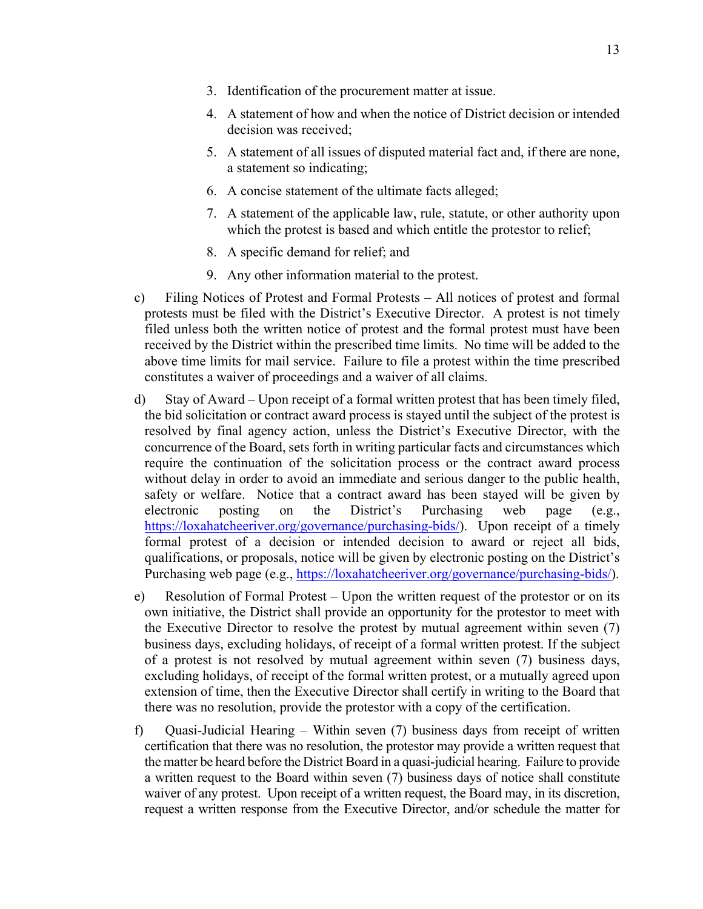3. Identification of the procurement matter at issue.
4. A statement of how and when the notice of District decision or intended decision was received;
5. A statement of all issues of disputed material fact and, if there are none, a statement so indicating;
6. A concise statement of the ultimate facts alleged;
7. A statement of the applicable law, rule, statute, or other authority upon which the protest is based and which entitle the protestor to relief;
8. A specific demand for relief; and
9. Any other information material to the protest.

c) Filing Notices of Protest and Formal Protests – All notices of protest and formal protests must be filed with the District's Executive Director. A protest is not timely filed unless both the written notice of protest and the formal protest must have been received by the District within the prescribed time limits. No time will be added to the above time limits for mail service. Failure to file a protest within the time prescribed constitutes a waiver of proceedings and a waiver of all claims.

d) Stay of Award – Upon receipt of a formal written protest that has been timely filed, the bid solicitation or contract award process is stayed until the subject of the protest is resolved by final agency action, unless the District's Executive Director, with the concurrence of the Board, sets forth in writing particular facts and circumstances which require the continuation of the solicitation process or the contract award process without delay in order to avoid an immediate and serious danger to the public health, safety or welfare. Notice that a contract award has been stayed will be given by electronic posting on the District's Purchasing web page (e.g., https://loxahatcheeriver.org/governance/purchasing-bids/). Upon receipt of a timely formal protest of a decision or intended decision to award or reject all bids, qualifications, or proposals, notice will be given by electronic posting on the District's Purchasing web page (e.g., https://loxahatcheeriver.org/governance/purchasing-bids/).

e) Resolution of Formal Protest – Upon the written request of the protestor or on its own initiative, the District shall provide an opportunity for the protestor to meet with the Executive Director to resolve the protest by mutual agreement within seven (7) business days, excluding holidays, of receipt of a formal written protest. If the subject of a protest is not resolved by mutual agreement within seven (7) business days, excluding holidays, of receipt of the formal written protest, or a mutually agreed upon extension of time, then the Executive Director shall certify in writing to the Board that there was no resolution, provide the protestor with a copy of the certification.

f) Quasi-Judicial Hearing – Within seven (7) business days from receipt of written certification that there was no resolution, the protestor may provide a written request that the matter be heard before the District Board in a quasi-judicial hearing. Failure to provide a written request to the Board within seven (7) business days of notice shall constitute waiver of any protest. Upon receipt of a written request, the Board may, in its discretion, request a written response from the Executive Director, and/or schedule the matter for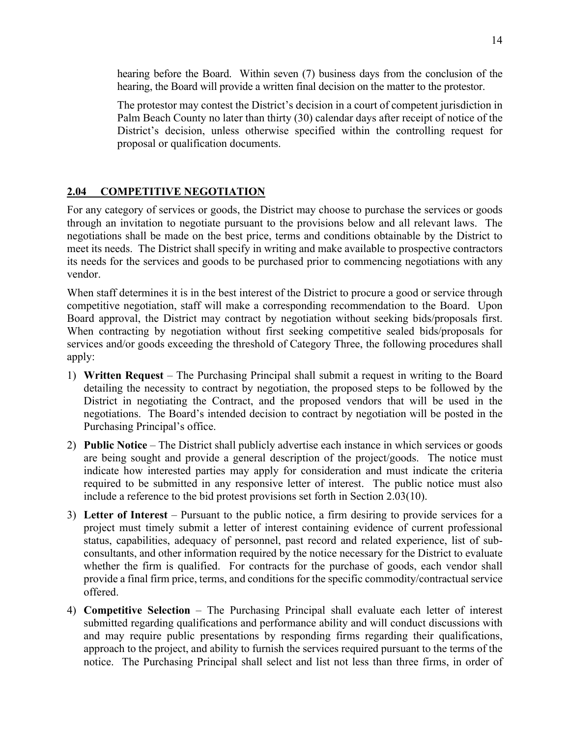hearing before the Board. Within seven (7) business days from the conclusion of the hearing, the Board will provide a written final decision on the matter to the protestor.

The protestor may contest the District's decision in a court of competent jurisdiction in Palm Beach County no later than thirty (30) calendar days after receipt of notice of the District's decision, unless otherwise specified within the controlling request for proposal or qualification documents.

## 2.04 COMPETITIVE NEGOTIATION

For any category of services or goods, the District may choose to purchase the services or goods through an invitation to negotiate pursuant to the provisions below and all relevant laws. The negotiations shall be made on the best price, terms and conditions obtainable by the District to meet its needs. The District shall specify in writing and make available to prospective contractors its needs for the services and goods to be purchased prior to commencing negotiations with any vendor.

When staff determines it is in the best interest of the District to procure a good or service through competitive negotiation, staff will make a corresponding recommendation to the Board. Upon Board approval, the District may contract by negotiation without seeking bids/proposals first. When contracting by negotiation without first seeking competitive sealed bids/proposals for services and/or goods exceeding the threshold of Category Three, the following procedures shall apply:

1) **Written Request** – The Purchasing Principal shall submit a request in writing to the Board detailing the necessity to contract by negotiation, the proposed steps to be followed by the District in negotiating the Contract, and the proposed vendors that will be used in the negotiations. The Board's intended decision to contract by negotiation will be posted in the Purchasing Principal's office.

2) **Public Notice** – The District shall publicly advertise each instance in which services or goods are being sought and provide a general description of the project/goods. The notice must indicate how interested parties may apply for consideration and must indicate the criteria required to be submitted in any responsive letter of interest. The public notice must also include a reference to the bid protest provisions set forth in Section 2.03(10).

3) **Letter of Interest** – Pursuant to the public notice, a firm desiring to provide services for a project must timely submit a letter of interest containing evidence of current professional status, capabilities, adequacy of personnel, past record and related experience, list of sub-consultants, and other information required by the notice necessary for the District to evaluate whether the firm is qualified. For contracts for the purchase of goods, each vendor shall provide a final firm price, terms, and conditions for the specific commodity/contractual service offered.

4) **Competitive Selection** – The Purchasing Principal shall evaluate each letter of interest submitted regarding qualifications and performance ability and will conduct discussions with and may require public presentations by responding firms regarding their qualifications, approach to the project, and ability to furnish the services required pursuant to the terms of the notice. The Purchasing Principal shall select and list not less than three firms, in order of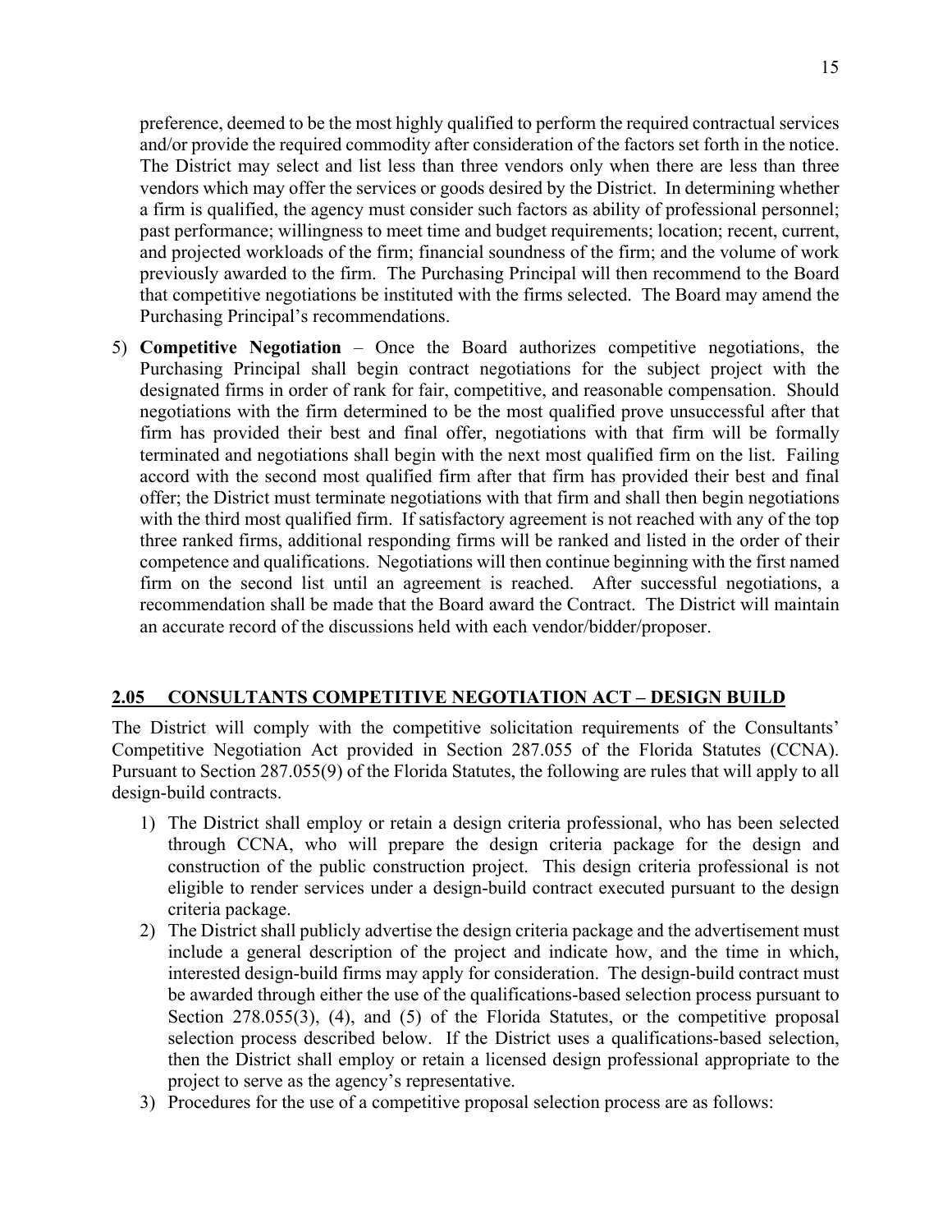preference, deemed to be the most highly qualified to perform the required contractual services and/or provide the required commodity after consideration of the factors set forth in the notice. The District may select and list less than three vendors only when there are less than three vendors which may offer the services or goods desired by the District. In determining whether a firm is qualified, the agency must consider such factors as ability of professional personnel; past performance; willingness to meet time and budget requirements; location; recent, current, and projected workloads of the firm; financial soundness of the firm; and the volume of work previously awarded to the firm. The Purchasing Principal will then recommend to the Board that competitive negotiations be instituted with the firms selected. The Board may amend the Purchasing Principal's recommendations.

5) **Competitive Negotiation** – Once the Board authorizes competitive negotiations, the Purchasing Principal shall begin contract negotiations for the subject project with the designated firms in order of rank for fair, competitive, and reasonable compensation. Should negotiations with the firm determined to be the most qualified prove unsuccessful after that firm has provided their best and final offer, negotiations with that firm will be formally terminated and negotiations shall begin with the next most qualified firm on the list. Failing accord with the second most qualified firm after that firm has provided their best and final offer; the District must terminate negotiations with that firm and shall then begin negotiations with the third most qualified firm. If satisfactory agreement is not reached with any of the top three ranked firms, additional responding firms will be ranked and listed in the order of their competence and qualifications. Negotiations will then continue beginning with the first named firm on the second list until an agreement is reached. After successful negotiations, a recommendation shall be made that the Board award the Contract. The District will maintain an accurate record of the discussions held with each vendor/bidder/proposer.

## 2.05 CONSULTANTS COMPETITIVE NEGOTIATION ACT – DESIGN BUILD

The District will comply with the competitive solicitation requirements of the Consultants' Competitive Negotiation Act provided in Section 287.055 of the Florida Statutes (CCNA). Pursuant to Section 287.055(9) of the Florida Statutes, the following are rules that will apply to all design-build contracts.

1) The District shall employ or retain a design criteria professional, who has been selected through CCNA, who will prepare the design criteria package for the design and construction of the public construction project. This design criteria professional is not eligible to render services under a design-build contract executed pursuant to the design criteria package.
2) The District shall publicly advertise the design criteria package and the advertisement must include a general description of the project and indicate how, and the time in which, interested design-build firms may apply for consideration. The design-build contract must be awarded through either the use of the qualifications-based selection process pursuant to Section 278.055(3), (4), and (5) of the Florida Statutes, or the competitive proposal selection process described below. If the District uses a qualifications-based selection, then the District shall employ or retain a licensed design professional appropriate to the project to serve as the agency's representative.
3) Procedures for the use of a competitive proposal selection process are as follows: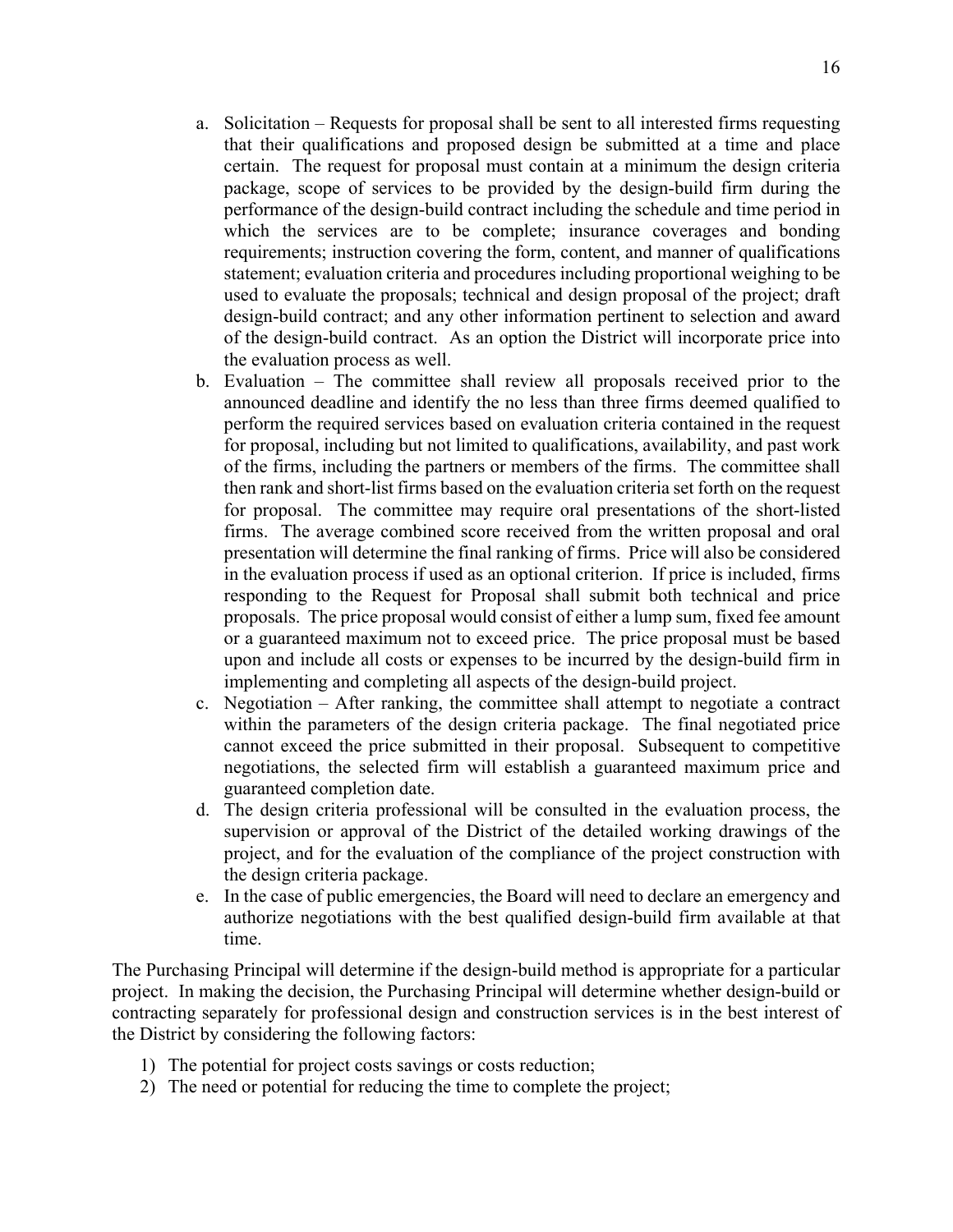a. Solicitation – Requests for proposal shall be sent to all interested firms requesting that their qualifications and proposed design be submitted at a time and place certain. The request for proposal must contain at a minimum the design criteria package, scope of services to be provided by the design-build firm during the performance of the design-build contract including the schedule and time period in which the services are to be complete; insurance coverages and bonding requirements; instruction covering the form, content, and manner of qualifications statement; evaluation criteria and procedures including proportional weighing to be used to evaluate the proposals; technical and design proposal of the project; draft design-build contract; and any other information pertinent to selection and award of the design-build contract. As an option the District will incorporate price into the evaluation process as well.
b. Evaluation – The committee shall review all proposals received prior to the announced deadline and identify the no less than three firms deemed qualified to perform the required services based on evaluation criteria contained in the request for proposal, including but not limited to qualifications, availability, and past work of the firms, including the partners or members of the firms. The committee shall then rank and short-list firms based on the evaluation criteria set forth on the request for proposal. The committee may require oral presentations of the short-listed firms. The average combined score received from the written proposal and oral presentation will determine the final ranking of firms. Price will also be considered in the evaluation process if used as an optional criterion. If price is included, firms responding to the Request for Proposal shall submit both technical and price proposals. The price proposal would consist of either a lump sum, fixed fee amount or a guaranteed maximum not to exceed price. The price proposal must be based upon and include all costs or expenses to be incurred by the design-build firm in implementing and completing all aspects of the design-build project.
c. Negotiation – After ranking, the committee shall attempt to negotiate a contract within the parameters of the design criteria package. The final negotiated price cannot exceed the price submitted in their proposal. Subsequent to competitive negotiations, the selected firm will establish a guaranteed maximum price and guaranteed completion date.
d. The design criteria professional will be consulted in the evaluation process, the supervision or approval of the District of the detailed working drawings of the project, and for the evaluation of the compliance of the project construction with the design criteria package.
e. In the case of public emergencies, the Board will need to declare an emergency and authorize negotiations with the best qualified design-build firm available at that time.

The Purchasing Principal will determine if the design-build method is appropriate for a particular project. In making the decision, the Purchasing Principal will determine whether design-build or contracting separately for professional design and construction services is in the best interest of the District by considering the following factors:

1) The potential for project costs savings or costs reduction;
2) The need or potential for reducing the time to complete the project;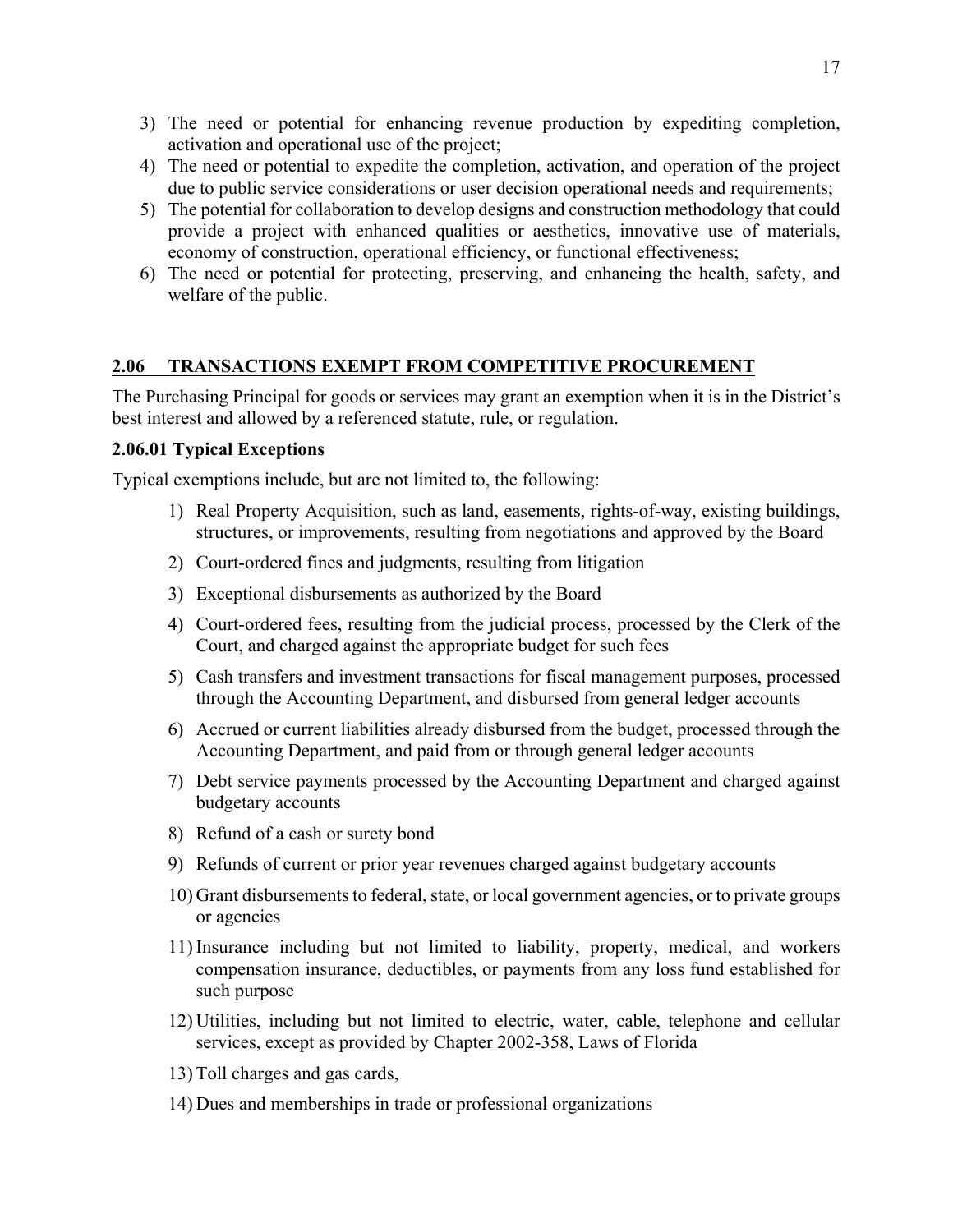3) The need or potential for enhancing revenue production by expediting completion, activation and operational use of the project;
4) The need or potential to expedite the completion, activation, and operation of the project due to public service considerations or user decision operational needs and requirements;
5) The potential for collaboration to develop designs and construction methodology that could provide a project with enhanced qualities or aesthetics, innovative use of materials, economy of construction, operational efficiency, or functional effectiveness;
6) The need or potential for protecting, preserving, and enhancing the health, safety, and welfare of the public.

## 2.06 TRANSACTIONS EXEMPT FROM COMPETITIVE PROCUREMENT

The Purchasing Principal for goods or services may grant an exemption when it is in the District's best interest and allowed by a referenced statute, rule, or regulation.

### 2.06.01 Typical Exceptions

Typical exemptions include, but are not limited to, the following:

1) Real Property Acquisition, such as land, easements, rights-of-way, existing buildings, structures, or improvements, resulting from negotiations and approved by the Board
2) Court-ordered fines and judgments, resulting from litigation
3) Exceptional disbursements as authorized by the Board
4) Court-ordered fees, resulting from the judicial process, processed by the Clerk of the Court, and charged against the appropriate budget for such fees
5) Cash transfers and investment transactions for fiscal management purposes, processed through the Accounting Department, and disbursed from general ledger accounts
6) Accrued or current liabilities already disbursed from the budget, processed through the Accounting Department, and paid from or through general ledger accounts
7) Debt service payments processed by the Accounting Department and charged against budgetary accounts
8) Refund of a cash or surety bond
9) Refunds of current or prior year revenues charged against budgetary accounts
10) Grant disbursements to federal, state, or local government agencies, or to private groups or agencies
11) Insurance including but not limited to liability, property, medical, and workers compensation insurance, deductibles, or payments from any loss fund established for such purpose
12) Utilities, including but not limited to electric, water, cable, telephone and cellular services, except as provided by Chapter 2002-358, Laws of Florida
13) Toll charges and gas cards,
14) Dues and memberships in trade or professional organizations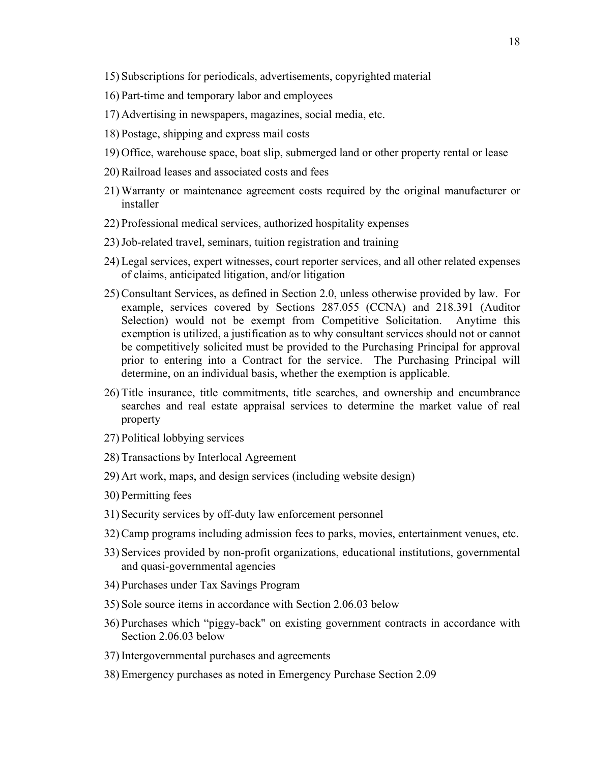15) Subscriptions for periodicals, advertisements, copyrighted material

16) Part-time and temporary labor and employees

17) Advertising in newspapers, magazines, social media, etc.

18) Postage, shipping and express mail costs

19) Office, warehouse space, boat slip, submerged land or other property rental or lease

20) Railroad leases and associated costs and fees

21) Warranty or maintenance agreement costs required by the original manufacturer or installer

22) Professional medical services, authorized hospitality expenses

23) Job-related travel, seminars, tuition registration and training

24) Legal services, expert witnesses, court reporter services, and all other related expenses of claims, anticipated litigation, and/or litigation

25) Consultant Services, as defined in Section 2.0, unless otherwise provided by law. For example, services covered by Sections 287.055 (CCNA) and 218.391 (Auditor Selection) would not be exempt from Competitive Solicitation. Anytime this exemption is utilized, a justification as to why consultant services should not or cannot be competitively solicited must be provided to the Purchasing Principal for approval prior to entering into a Contract for the service. The Purchasing Principal will determine, on an individual basis, whether the exemption is applicable.

26) Title insurance, title commitments, title searches, and ownership and encumbrance searches and real estate appraisal services to determine the market value of real property

27) Political lobbying services

28) Transactions by Interlocal Agreement

29) Art work, maps, and design services (including website design)

30) Permitting fees

31) Security services by off-duty law enforcement personnel

32) Camp programs including admission fees to parks, movies, entertainment venues, etc.

33) Services provided by non-profit organizations, educational institutions, governmental and quasi-governmental agencies

34) Purchases under Tax Savings Program

35) Sole source items in accordance with Section 2.06.03 below

36) Purchases which "piggy-back" on existing government contracts in accordance with Section 2.06.03 below

37) Intergovernmental purchases and agreements

38) Emergency purchases as noted in Emergency Purchase Section 2.09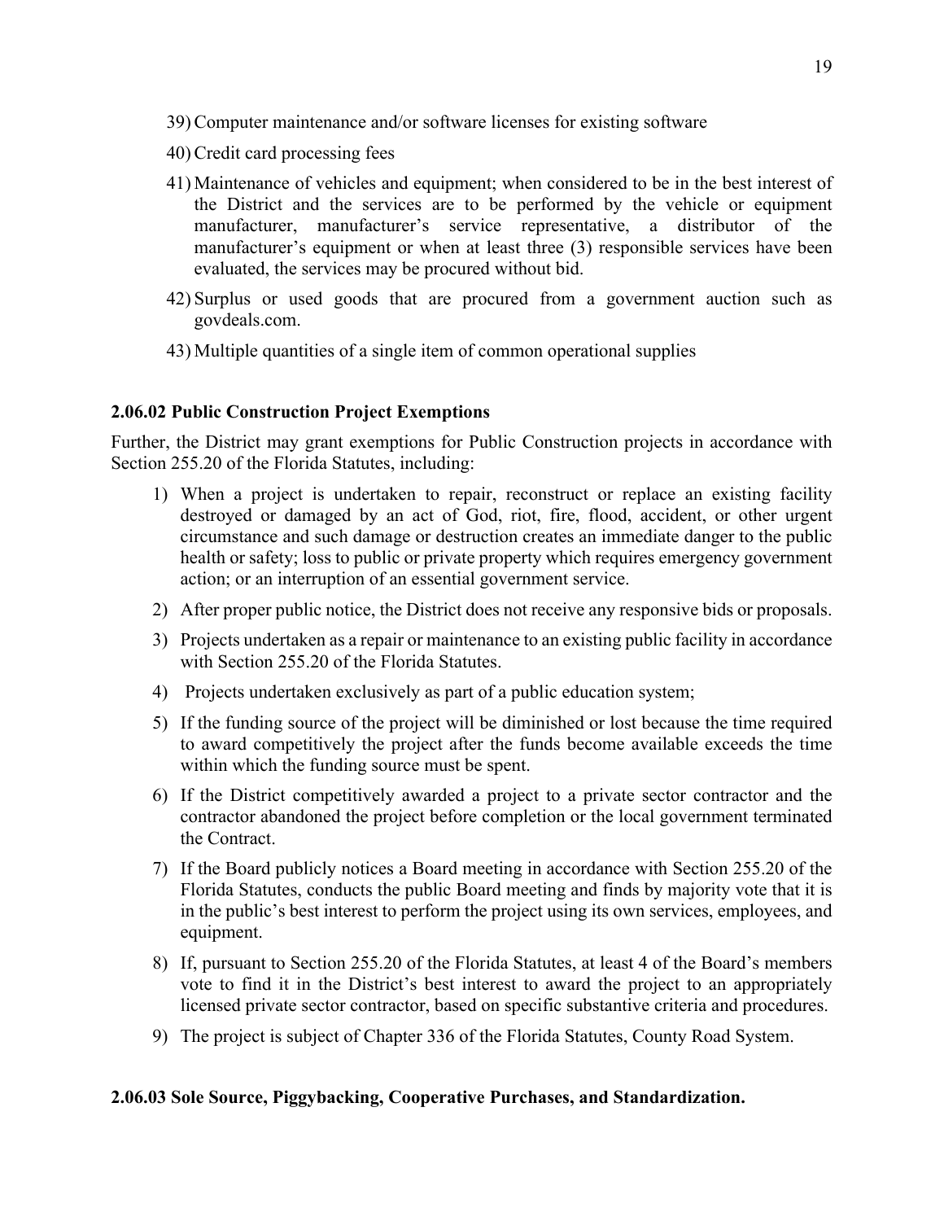39) Computer maintenance and/or software licenses for existing software

40) Credit card processing fees

41) Maintenance of vehicles and equipment; when considered to be in the best interest of the District and the services are to be performed by the vehicle or equipment manufacturer, manufacturer's service representative, a distributor of the manufacturer's equipment or when at least three (3) responsible services have been evaluated, the services may be procured without bid.

42) Surplus or used goods that are procured from a government auction such as govdeals.com.

43) Multiple quantities of a single item of common operational supplies

**2.06.02 Public Construction Project Exemptions**

Further, the District may grant exemptions for Public Construction projects in accordance with Section 255.20 of the Florida Statutes, including:

1) When a project is undertaken to repair, reconstruct or replace an existing facility destroyed or damaged by an act of God, riot, fire, flood, accident, or other urgent circumstance and such damage or destruction creates an immediate danger to the public health or safety; loss to public or private property which requires emergency government action; or an interruption of an essential government service.

2) After proper public notice, the District does not receive any responsive bids or proposals.

3) Projects undertaken as a repair or maintenance to an existing public facility in accordance with Section 255.20 of the Florida Statutes.

4) Projects undertaken exclusively as part of a public education system;

5) If the funding source of the project will be diminished or lost because the time required to award competitively the project after the funds become available exceeds the time within which the funding source must be spent.

6) If the District competitively awarded a project to a private sector contractor and the contractor abandoned the project before completion or the local government terminated the Contract.

7) If the Board publicly notices a Board meeting in accordance with Section 255.20 of the Florida Statutes, conducts the public Board meeting and finds by majority vote that it is in the public's best interest to perform the project using its own services, employees, and equipment.

8) If, pursuant to Section 255.20 of the Florida Statutes, at least 4 of the Board's members vote to find it in the District's best interest to award the project to an appropriately licensed private sector contractor, based on specific substantive criteria and procedures.

9) The project is subject of Chapter 336 of the Florida Statutes, County Road System.

**2.06.03 Sole Source, Piggybacking, Cooperative Purchases, and Standardization.**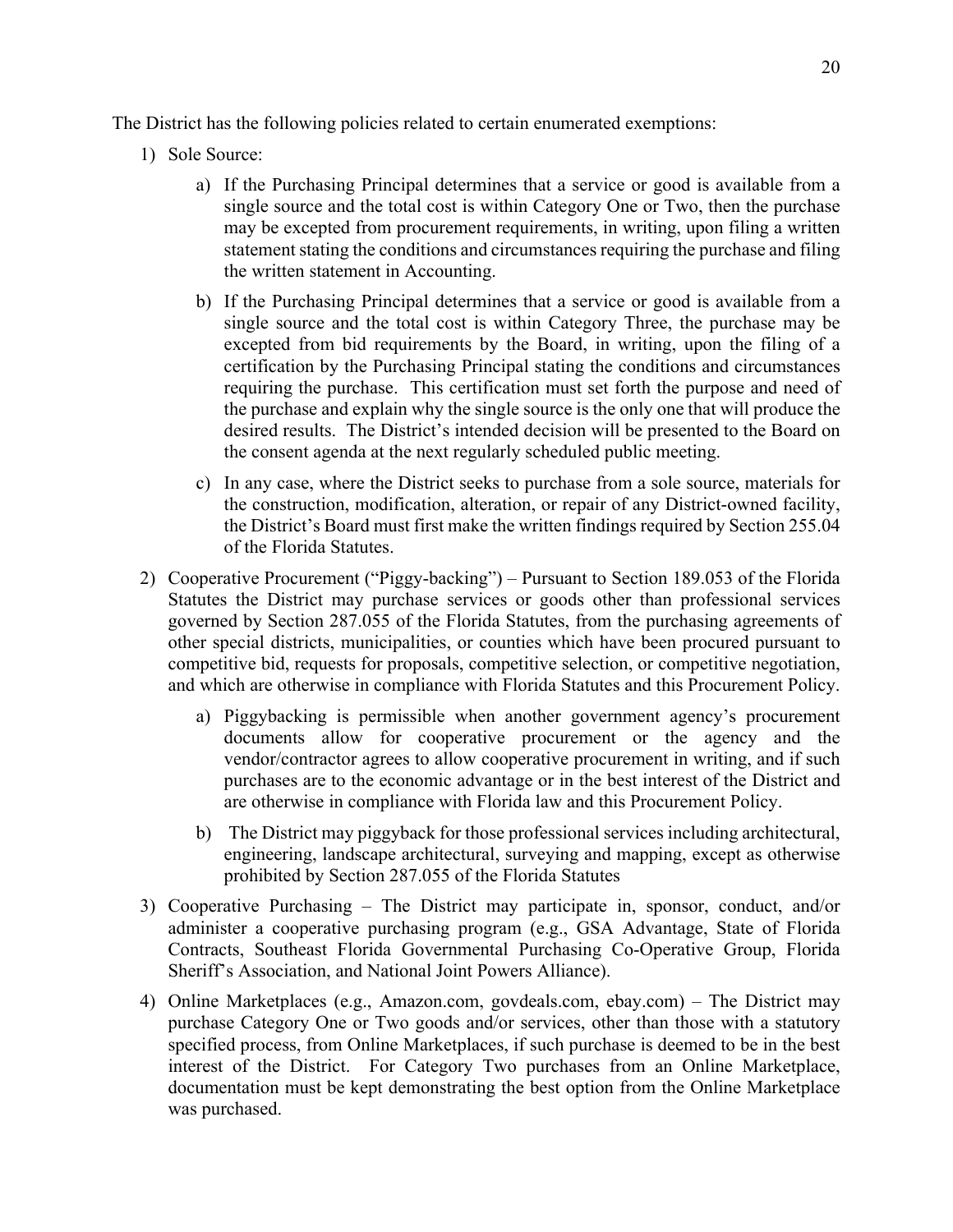The District has the following policies related to certain enumerated exemptions:

1) Sole Source:

   a) If the Purchasing Principal determines that a service or good is available from a single source and the total cost is within Category One or Two, then the purchase may be excepted from procurement requirements, in writing, upon filing a written statement stating the conditions and circumstances requiring the purchase and filing the written statement in Accounting.

   b) If the Purchasing Principal determines that a service or good is available from a single source and the total cost is within Category Three, the purchase may be excepted from bid requirements by the Board, in writing, upon the filing of a certification by the Purchasing Principal stating the conditions and circumstances requiring the purchase. This certification must set forth the purpose and need of the purchase and explain why the single source is the only one that will produce the desired results. The District's intended decision will be presented to the Board on the consent agenda at the next regularly scheduled public meeting.

   c) In any case, where the District seeks to purchase from a sole source, materials for the construction, modification, alteration, or repair of any District-owned facility, the District's Board must first make the written findings required by Section 255.04 of the Florida Statutes.

2) Cooperative Procurement ("Piggy-backing") – Pursuant to Section 189.053 of the Florida Statutes the District may purchase services or goods other than professional services governed by Section 287.055 of the Florida Statutes, from the purchasing agreements of other special districts, municipalities, or counties which have been procured pursuant to competitive bid, requests for proposals, competitive selection, or competitive negotiation, and which are otherwise in compliance with Florida Statutes and this Procurement Policy.

   a) Piggybacking is permissible when another government agency's procurement documents allow for cooperative procurement or the agency and the vendor/contractor agrees to allow cooperative procurement in writing, and if such purchases are to the economic advantage or in the best interest of the District and are otherwise in compliance with Florida law and this Procurement Policy.

   b) The District may piggyback for those professional services including architectural, engineering, landscape architectural, surveying and mapping, except as otherwise prohibited by Section 287.055 of the Florida Statutes

3) Cooperative Purchasing – The District may participate in, sponsor, conduct, and/or administer a cooperative purchasing program (e.g., GSA Advantage, State of Florida Contracts, Southeast Florida Governmental Purchasing Co-Operative Group, Florida Sheriff's Association, and National Joint Powers Alliance).

4) Online Marketplaces (e.g., Amazon.com, govdeals.com, ebay.com) – The District may purchase Category One or Two goods and/or services, other than those with a statutory specified process, from Online Marketplaces, if such purchase is deemed to be in the best interest of the District. For Category Two purchases from an Online Marketplace, documentation must be kept demonstrating the best option from the Online Marketplace was purchased.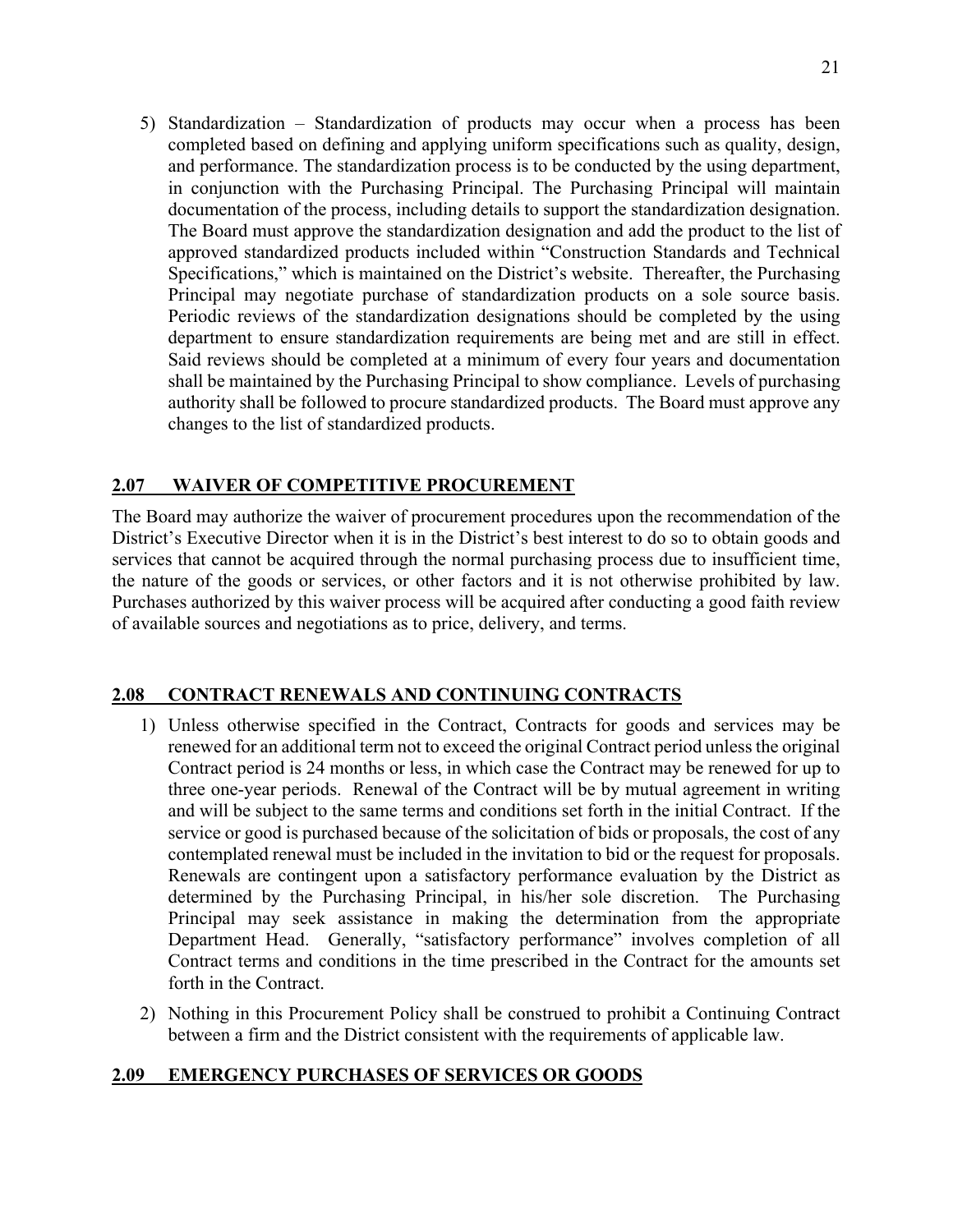5) Standardization – Standardization of products may occur when a process has been completed based on defining and applying uniform specifications such as quality, design, and performance. The standardization process is to be conducted by the using department, in conjunction with the Purchasing Principal. The Purchasing Principal will maintain documentation of the process, including details to support the standardization designation. The Board must approve the standardization designation and add the product to the list of approved standardized products included within "Construction Standards and Technical Specifications," which is maintained on the District's website. Thereafter, the Purchasing Principal may negotiate purchase of standardization products on a sole source basis. Periodic reviews of the standardization designations should be completed by the using department to ensure standardization requirements are being met and are still in effect. Said reviews should be completed at a minimum of every four years and documentation shall be maintained by the Purchasing Principal to show compliance. Levels of purchasing authority shall be followed to procure standardized products. The Board must approve any changes to the list of standardized products.

## 2.07 WAIVER OF COMPETITIVE PROCUREMENT

The Board may authorize the waiver of procurement procedures upon the recommendation of the District's Executive Director when it is in the District's best interest to do so to obtain goods and services that cannot be acquired through the normal purchasing process due to insufficient time, the nature of the goods or services, or other factors and it is not otherwise prohibited by law. Purchases authorized by this waiver process will be acquired after conducting a good faith review of available sources and negotiations as to price, delivery, and terms.

## 2.08 CONTRACT RENEWALS AND CONTINUING CONTRACTS

1) Unless otherwise specified in the Contract, Contracts for goods and services may be renewed for an additional term not to exceed the original Contract period unless the original Contract period is 24 months or less, in which case the Contract may be renewed for up to three one-year periods. Renewal of the Contract will be by mutual agreement in writing and will be subject to the same terms and conditions set forth in the initial Contract. If the service or good is purchased because of the solicitation of bids or proposals, the cost of any contemplated renewal must be included in the invitation to bid or the request for proposals. Renewals are contingent upon a satisfactory performance evaluation by the District as determined by the Purchasing Principal, in his/her sole discretion. The Purchasing Principal may seek assistance in making the determination from the appropriate Department Head. Generally, "satisfactory performance" involves completion of all Contract terms and conditions in the time prescribed in the Contract for the amounts set forth in the Contract.

2) Nothing in this Procurement Policy shall be construed to prohibit a Continuing Contract between a firm and the District consistent with the requirements of applicable law.

## 2.09 EMERGENCY PURCHASES OF SERVICES OR GOODS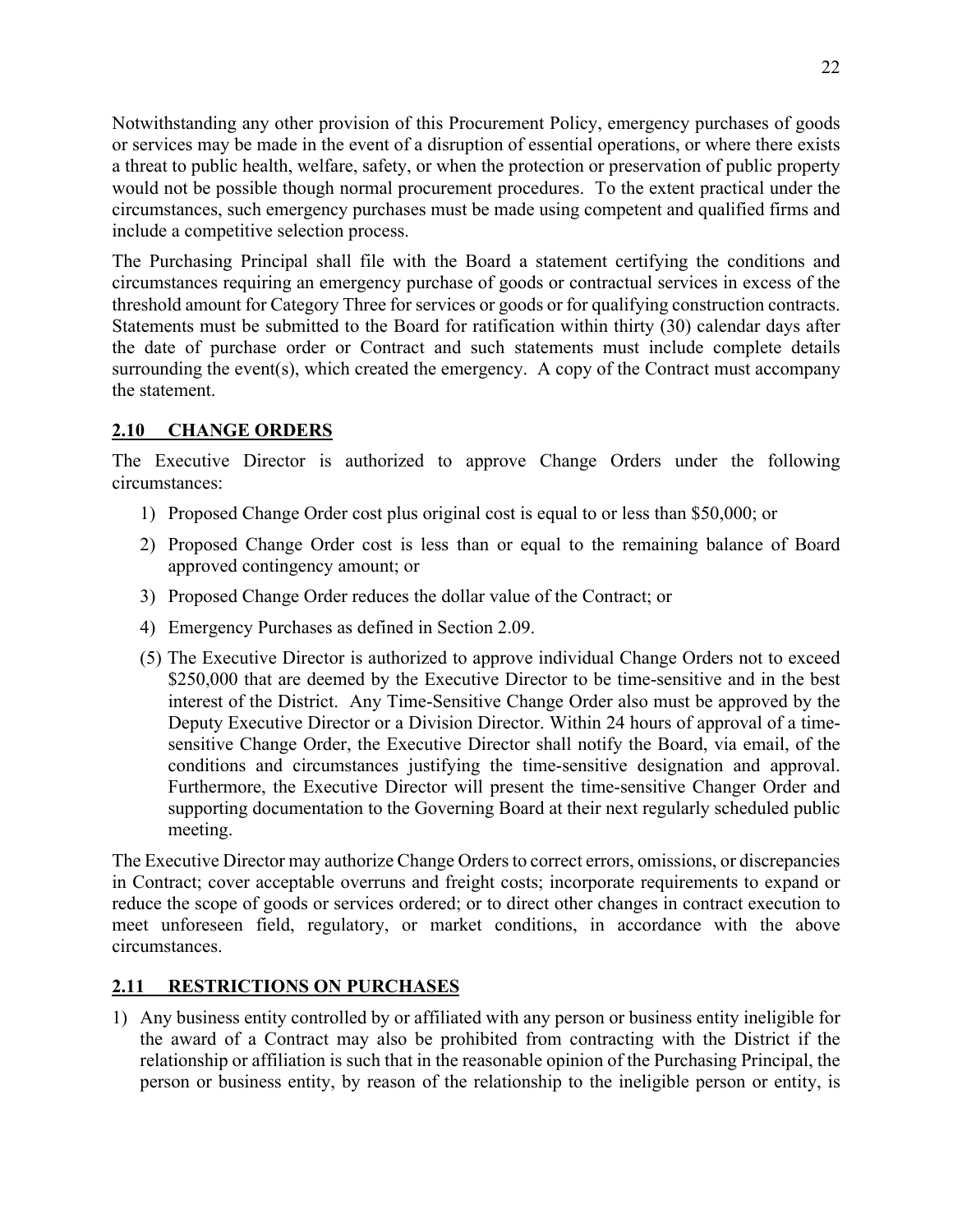Notwithstanding any other provision of this Procurement Policy, emergency purchases of goods or services may be made in the event of a disruption of essential operations, or where there exists a threat to public health, welfare, safety, or when the protection or preservation of public property would not be possible though normal procurement procedures. To the extent practical under the circumstances, such emergency purchases must be made using competent and qualified firms and include a competitive selection process.

The Purchasing Principal shall file with the Board a statement certifying the conditions and circumstances requiring an emergency purchase of goods or contractual services in excess of the threshold amount for Category Three for services or goods or for qualifying construction contracts. Statements must be submitted to the Board for ratification within thirty (30) calendar days after the date of purchase order or Contract and such statements must include complete details surrounding the event(s), which created the emergency. A copy of the Contract must accompany the statement.

## 2.10 CHANGE ORDERS

The Executive Director is authorized to approve Change Orders under the following circumstances:

1) Proposed Change Order cost plus original cost is equal to or less than $50,000; or
2) Proposed Change Order cost is less than or equal to the remaining balance of Board approved contingency amount; or
3) Proposed Change Order reduces the dollar value of the Contract; or
4) Emergency Purchases as defined in Section 2.09.

(5) The Executive Director is authorized to approve individual Change Orders not to exceed $250,000 that are deemed by the Executive Director to be time-sensitive and in the best interest of the District. Any Time-Sensitive Change Order also must be approved by the Deputy Executive Director or a Division Director. Within 24 hours of approval of a time-sensitive Change Order, the Executive Director shall notify the Board, via email, of the conditions and circumstances justifying the time-sensitive designation and approval. Furthermore, the Executive Director will present the time-sensitive Changer Order and supporting documentation to the Governing Board at their next regularly scheduled public meeting.

The Executive Director may authorize Change Orders to correct errors, omissions, or discrepancies in Contract; cover acceptable overruns and freight costs; incorporate requirements to expand or reduce the scope of goods or services ordered; or to direct other changes in contract execution to meet unforeseen field, regulatory, or market conditions, in accordance with the above circumstances.

## 2.11 RESTRICTIONS ON PURCHASES

1) Any business entity controlled by or affiliated with any person or business entity ineligible for the award of a Contract may also be prohibited from contracting with the District if the relationship or affiliation is such that in the reasonable opinion of the Purchasing Principal, the person or business entity, by reason of the relationship to the ineligible person or entity, is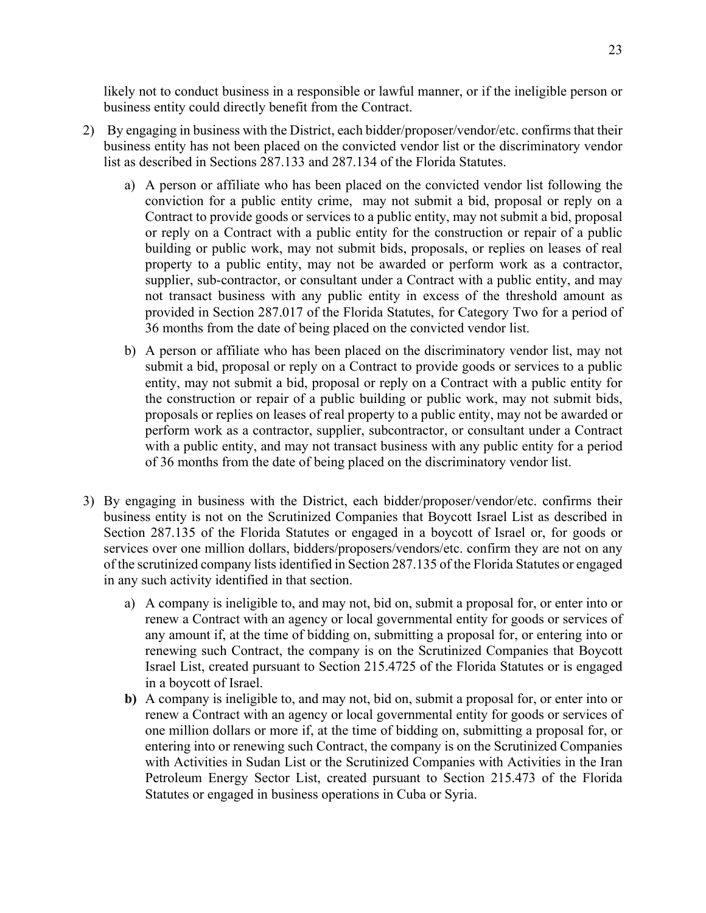likely not to conduct business in a responsible or lawful manner, or if the ineligible person or business entity could directly benefit from the Contract.

2) By engaging in business with the District, each bidder/proposer/vendor/etc. confirms that their business entity has not been placed on the convicted vendor list or the discriminatory vendor list as described in Sections 287.133 and 287.134 of the Florida Statutes.

    a) A person or affiliate who has been placed on the convicted vendor list following the conviction for a public entity crime, may not submit a bid, proposal or reply on a Contract to provide goods or services to a public entity, may not submit a bid, proposal or reply on a Contract with a public entity for the construction or repair of a public building or public work, may not submit bids, proposals, or replies on leases of real property to a public entity, may not be awarded or perform work as a contractor, supplier, sub-contractor, or consultant under a Contract with a public entity, and may not transact business with any public entity in excess of the threshold amount as provided in Section 287.017 of the Florida Statutes, for Category Two for a period of 36 months from the date of being placed on the convicted vendor list.

    b) A person or affiliate who has been placed on the discriminatory vendor list, may not submit a bid, proposal or reply on a Contract to provide goods or services to a public entity, may not submit a bid, proposal or reply on a Contract with a public entity for the construction or repair of a public building or public work, may not submit bids, proposals or replies on leases of real property to a public entity, may not be awarded or perform work as a contractor, supplier, subcontractor, or consultant under a Contract with a public entity, and may not transact business with any public entity for a period of 36 months from the date of being placed on the discriminatory vendor list.

3) By engaging in business with the District, each bidder/proposer/vendor/etc. confirms their business entity is not on the Scrutinized Companies that Boycott Israel List as described in Section 287.135 of the Florida Statutes or engaged in a boycott of Israel or, for goods or services over one million dollars, bidders/proposers/vendors/etc. confirm they are not on any of the scrutinized company lists identified in Section 287.135 of the Florida Statutes or engaged in any such activity identified in that section.

    a) A company is ineligible to, and may not, bid on, submit a proposal for, or enter into or renew a Contract with an agency or local governmental entity for goods or services of any amount if, at the time of bidding on, submitting a proposal for, or entering into or renewing such Contract, the company is on the Scrutinized Companies that Boycott Israel List, created pursuant to Section 215.4725 of the Florida Statutes or is engaged in a boycott of Israel.

    **b)** A company is ineligible to, and may not, bid on, submit a proposal for, or enter into or renew a Contract with an agency or local governmental entity for goods or services of one million dollars or more if, at the time of bidding on, submitting a proposal for, or entering into or renewing such Contract, the company is on the Scrutinized Companies with Activities in Sudan List or the Scrutinized Companies with Activities in the Iran Petroleum Energy Sector List, created pursuant to Section 215.473 of the Florida Statutes or engaged in business operations in Cuba or Syria.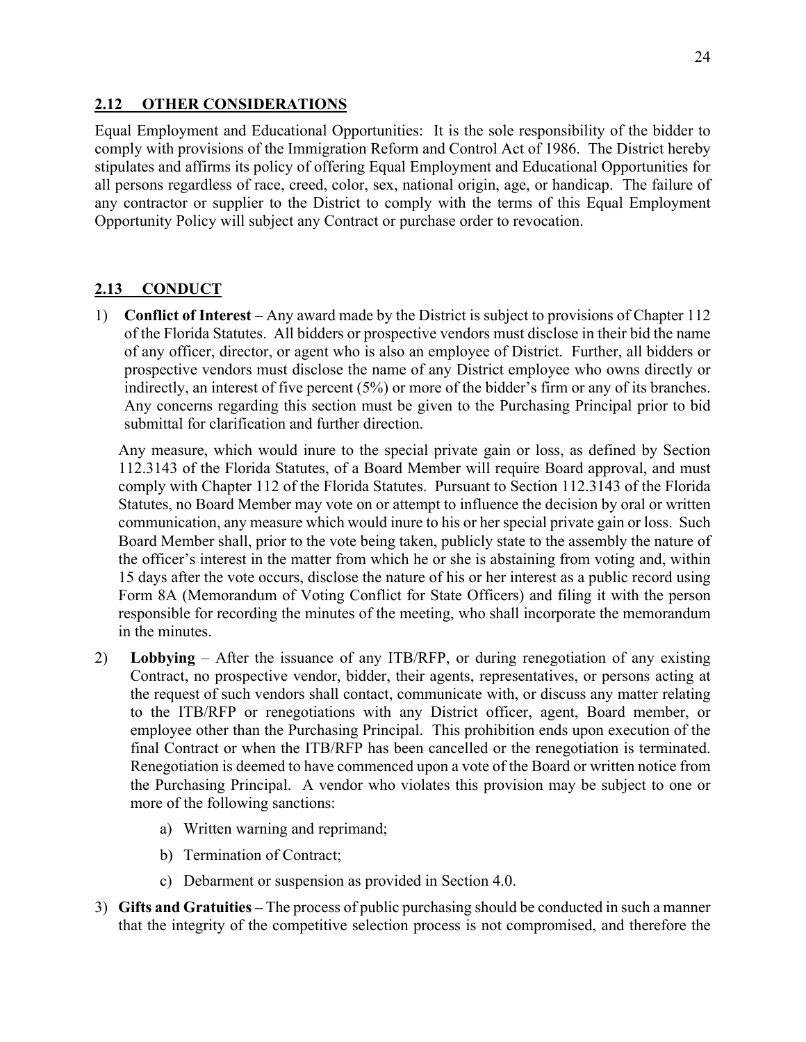## 2.12 OTHER CONSIDERATIONS

Equal Employment and Educational Opportunities: It is the sole responsibility of the bidder to comply with provisions of the Immigration Reform and Control Act of 1986. The District hereby stipulates and affirms its policy of offering Equal Employment and Educational Opportunities for all persons regardless of race, creed, color, sex, national origin, age, or handicap. The failure of any contractor or supplier to the District to comply with the terms of this Equal Employment Opportunity Policy will subject any Contract or purchase order to revocation.

## 2.13 CONDUCT

1) **Conflict of Interest** – Any award made by the District is subject to provisions of Chapter 112 of the Florida Statutes. All bidders or prospective vendors must disclose in their bid the name of any officer, director, or agent who is also an employee of District. Further, all bidders or prospective vendors must disclose the name of any District employee who owns directly or indirectly, an interest of five percent (5%) or more of the bidder's firm or any of its branches. Any concerns regarding this section must be given to the Purchasing Principal prior to bid submittal for clarification and further direction.

   Any measure, which would inure to the special private gain or loss, as defined by Section 112.3143 of the Florida Statutes, of a Board Member will require Board approval, and must comply with Chapter 112 of the Florida Statutes. Pursuant to Section 112.3143 of the Florida Statutes, no Board Member may vote on or attempt to influence the decision by oral or written communication, any measure which would inure to his or her special private gain or loss. Such Board Member shall, prior to the vote being taken, publicly state to the assembly the nature of the officer's interest in the matter from which he or she is abstaining from voting and, within 15 days after the vote occurs, disclose the nature of his or her interest as a public record using Form 8A (Memorandum of Voting Conflict for State Officers) and filing it with the person responsible for recording the minutes of the meeting, who shall incorporate the memorandum in the minutes.

2) **Lobbying** – After the issuance of any ITB/RFP, or during renegotiation of any existing Contract, no prospective vendor, bidder, their agents, representatives, or persons acting at the request of such vendors shall contact, communicate with, or discuss any matter relating to the ITB/RFP or renegotiations with any District officer, agent, Board member, or employee other than the Purchasing Principal. This prohibition ends upon execution of the final Contract or when the ITB/RFP has been cancelled or the renegotiation is terminated. Renegotiation is deemed to have commenced upon a vote of the Board or written notice from the Purchasing Principal. A vendor who violates this provision may be subject to one or more of the following sanctions:

   a) Written warning and reprimand;

   b) Termination of Contract;

   c) Debarment or suspension as provided in Section 4.0.

3) **Gifts and Gratuities –** The process of public purchasing should be conducted in such a manner that the integrity of the competitive selection process is not compromised, and therefore the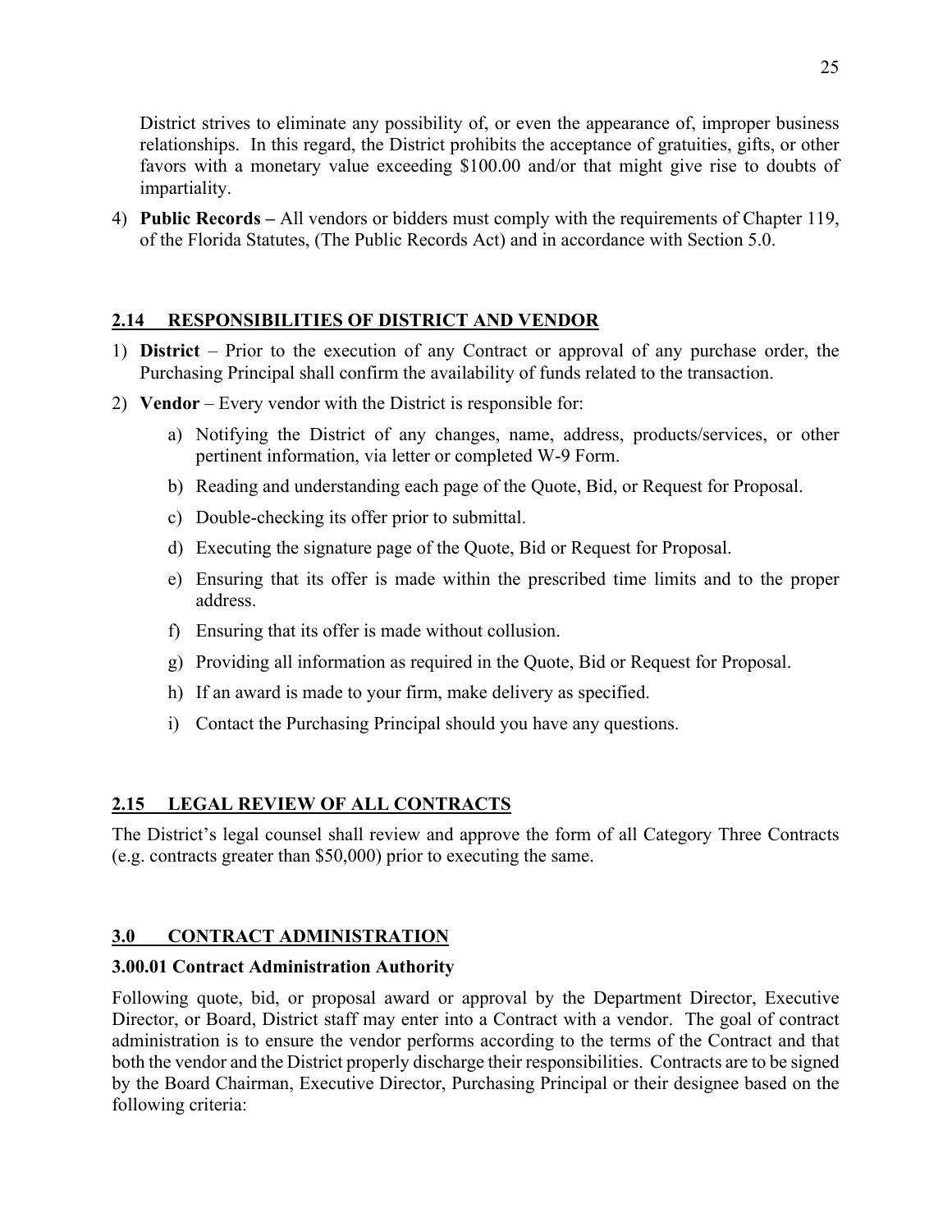District strives to eliminate any possibility of, or even the appearance of, improper business relationships. In this regard, the District prohibits the acceptance of gratuities, gifts, or other favors with a monetary value exceeding $100.00 and/or that might give rise to doubts of impartiality.

4) **Public Records –** All vendors or bidders must comply with the requirements of Chapter 119, of the Florida Statutes, (The Public Records Act) and in accordance with Section 5.0.

## 2.14 RESPONSIBILITIES OF DISTRICT AND VENDOR

1) **District** – Prior to the execution of any Contract or approval of any purchase order, the Purchasing Principal shall confirm the availability of funds related to the transaction.
2) **Vendor** – Every vendor with the District is responsible for:
   a) Notifying the District of any changes, name, address, products/services, or other pertinent information, via letter or completed W-9 Form.
   b) Reading and understanding each page of the Quote, Bid, or Request for Proposal.
   c) Double-checking its offer prior to submittal.
   d) Executing the signature page of the Quote, Bid or Request for Proposal.
   e) Ensuring that its offer is made within the prescribed time limits and to the proper address.
   f) Ensuring that its offer is made without collusion.
   g) Providing all information as required in the Quote, Bid or Request for Proposal.
   h) If an award is made to your firm, make delivery as specified.
   i) Contact the Purchasing Principal should you have any questions.

## 2.15 LEGAL REVIEW OF ALL CONTRACTS

The District's legal counsel shall review and approve the form of all Category Three Contracts (e.g. contracts greater than $50,000) prior to executing the same.

## 3.0 CONTRACT ADMINISTRATION

### 3.00.01 Contract Administration Authority

Following quote, bid, or proposal award or approval by the Department Director, Executive Director, or Board, District staff may enter into a Contract with a vendor. The goal of contract administration is to ensure the vendor performs according to the terms of the Contract and that both the vendor and the District properly discharge their responsibilities. Contracts are to be signed by the Board Chairman, Executive Director, Purchasing Principal or their designee based on the following criteria: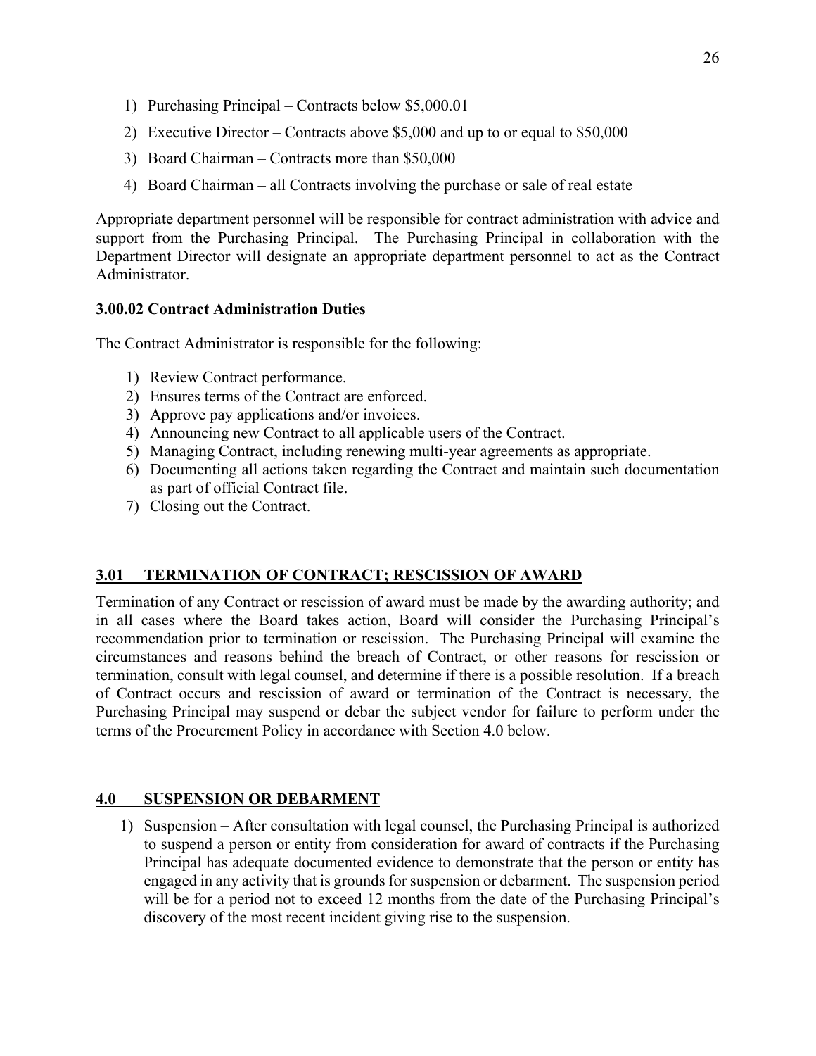1) Purchasing Principal – Contracts below $5,000.01
2) Executive Director – Contracts above $5,000 and up to or equal to $50,000
3) Board Chairman – Contracts more than $50,000
4) Board Chairman – all Contracts involving the purchase or sale of real estate

Appropriate department personnel will be responsible for contract administration with advice and support from the Purchasing Principal. The Purchasing Principal in collaboration with the Department Director will designate an appropriate department personnel to act as the Contract Administrator.

**3.00.02 Contract Administration Duties**

The Contract Administrator is responsible for the following:

1) Review Contract performance.
2) Ensures terms of the Contract are enforced.
3) Approve pay applications and/or invoices.
4) Announcing new Contract to all applicable users of the Contract.
5) Managing Contract, including renewing multi-year agreements as appropriate.
6) Documenting all actions taken regarding the Contract and maintain such documentation as part of official Contract file.
7) Closing out the Contract.

## 3.01 TERMINATION OF CONTRACT; RESCISSION OF AWARD

Termination of any Contract or rescission of award must be made by the awarding authority; and in all cases where the Board takes action, Board will consider the Purchasing Principal's recommendation prior to termination or rescission. The Purchasing Principal will examine the circumstances and reasons behind the breach of Contract, or other reasons for rescission or termination, consult with legal counsel, and determine if there is a possible resolution. If a breach of Contract occurs and rescission of award or termination of the Contract is necessary, the Purchasing Principal may suspend or debar the subject vendor for failure to perform under the terms of the Procurement Policy in accordance with Section 4.0 below.

## 4.0 SUSPENSION OR DEBARMENT

1) Suspension – After consultation with legal counsel, the Purchasing Principal is authorized to suspend a person or entity from consideration for award of contracts if the Purchasing Principal has adequate documented evidence to demonstrate that the person or entity has engaged in any activity that is grounds for suspension or debarment. The suspension period will be for a period not to exceed 12 months from the date of the Purchasing Principal's discovery of the most recent incident giving rise to the suspension.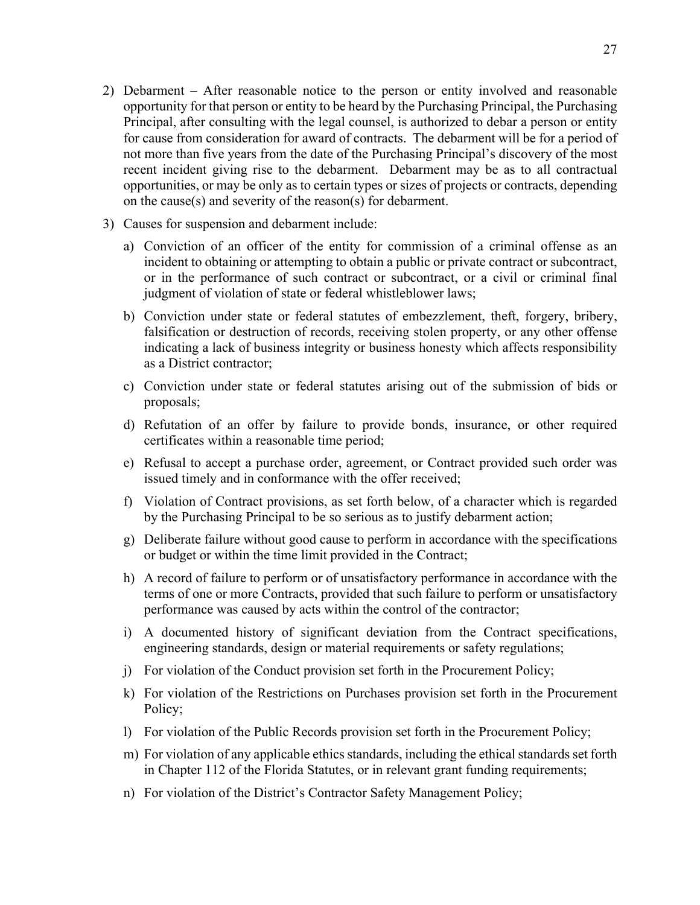2) Debarment – After reasonable notice to the person or entity involved and reasonable opportunity for that person or entity to be heard by the Purchasing Principal, the Purchasing Principal, after consulting with the legal counsel, is authorized to debar a person or entity for cause from consideration for award of contracts. The debarment will be for a period of not more than five years from the date of the Purchasing Principal's discovery of the most recent incident giving rise to the debarment. Debarment may be as to all contractual opportunities, or may be only as to certain types or sizes of projects or contracts, depending on the cause(s) and severity of the reason(s) for debarment.

3) Causes for suspension and debarment include:

   a) Conviction of an officer of the entity for commission of a criminal offense as an incident to obtaining or attempting to obtain a public or private contract or subcontract, or in the performance of such contract or subcontract, or a civil or criminal final judgment of violation of state or federal whistleblower laws;

   b) Conviction under state or federal statutes of embezzlement, theft, forgery, bribery, falsification or destruction of records, receiving stolen property, or any other offense indicating a lack of business integrity or business honesty which affects responsibility as a District contractor;

   c) Conviction under state or federal statutes arising out of the submission of bids or proposals;

   d) Refutation of an offer by failure to provide bonds, insurance, or other required certificates within a reasonable time period;

   e) Refusal to accept a purchase order, agreement, or Contract provided such order was issued timely and in conformance with the offer received;

   f) Violation of Contract provisions, as set forth below, of a character which is regarded by the Purchasing Principal to be so serious as to justify debarment action;

   g) Deliberate failure without good cause to perform in accordance with the specifications or budget or within the time limit provided in the Contract;

   h) A record of failure to perform or of unsatisfactory performance in accordance with the terms of one or more Contracts, provided that such failure to perform or unsatisfactory performance was caused by acts within the control of the contractor;

   i) A documented history of significant deviation from the Contract specifications, engineering standards, design or material requirements or safety regulations;

   j) For violation of the Conduct provision set forth in the Procurement Policy;

   k) For violation of the Restrictions on Purchases provision set forth in the Procurement Policy;

   l) For violation of the Public Records provision set forth in the Procurement Policy;

   m) For violation of any applicable ethics standards, including the ethical standards set forth in Chapter 112 of the Florida Statutes, or in relevant grant funding requirements;

   n) For violation of the District's Contractor Safety Management Policy;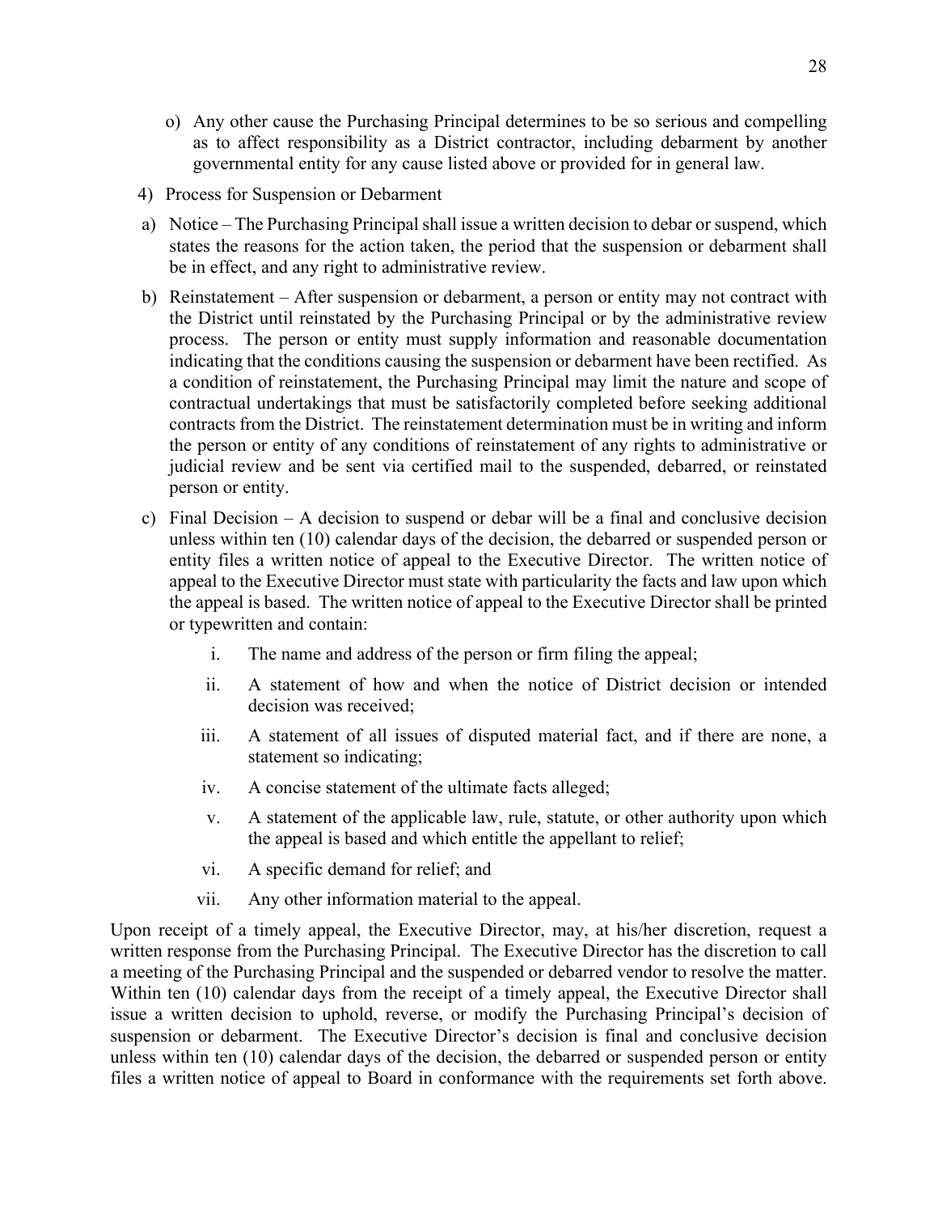o) Any other cause the Purchasing Principal determines to be so serious and compelling as to affect responsibility as a District contractor, including debarment by another governmental entity for any cause listed above or provided for in general law.

4) Process for Suspension or Debarment

a) Notice – The Purchasing Principal shall issue a written decision to debar or suspend, which states the reasons for the action taken, the period that the suspension or debarment shall be in effect, and any right to administrative review.

b) Reinstatement – After suspension or debarment, a person or entity may not contract with the District until reinstated by the Purchasing Principal or by the administrative review process. The person or entity must supply information and reasonable documentation indicating that the conditions causing the suspension or debarment have been rectified. As a condition of reinstatement, the Purchasing Principal may limit the nature and scope of contractual undertakings that must be satisfactorily completed before seeking additional contracts from the District. The reinstatement determination must be in writing and inform the person or entity of any conditions of reinstatement of any rights to administrative or judicial review and be sent via certified mail to the suspended, debarred, or reinstated person or entity.

c) Final Decision – A decision to suspend or debar will be a final and conclusive decision unless within ten (10) calendar days of the decision, the debarred or suspended person or entity files a written notice of appeal to the Executive Director. The written notice of appeal to the Executive Director must state with particularity the facts and law upon which the appeal is based. The written notice of appeal to the Executive Director shall be printed or typewritten and contain:

   i. The name and address of the person or firm filing the appeal;

   ii. A statement of how and when the notice of District decision or intended decision was received;

   iii. A statement of all issues of disputed material fact, and if there are none, a statement so indicating;

   iv. A concise statement of the ultimate facts alleged;

   v. A statement of the applicable law, rule, statute, or other authority upon which the appeal is based and which entitle the appellant to relief;

   vi. A specific demand for relief; and

   vii. Any other information material to the appeal.

Upon receipt of a timely appeal, the Executive Director, may, at his/her discretion, request a written response from the Purchasing Principal. The Executive Director has the discretion to call a meeting of the Purchasing Principal and the suspended or debarred vendor to resolve the matter. Within ten (10) calendar days from the receipt of a timely appeal, the Executive Director shall issue a written decision to uphold, reverse, or modify the Purchasing Principal's decision of suspension or debarment. The Executive Director's decision is final and conclusive decision unless within ten (10) calendar days of the decision, the debarred or suspended person or entity files a written notice of appeal to Board in conformance with the requirements set forth above.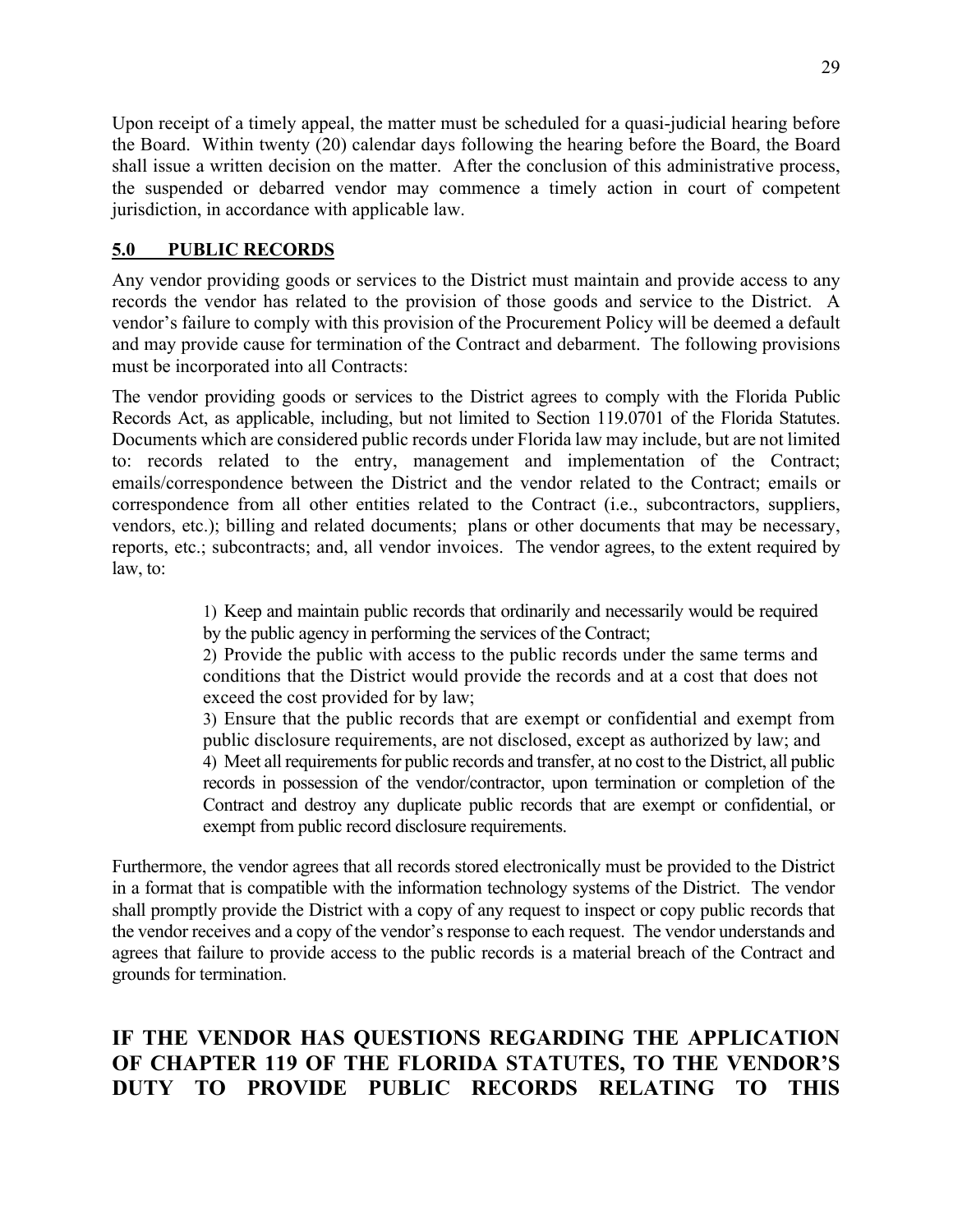Upon receipt of a timely appeal, the matter must be scheduled for a quasi-judicial hearing before the Board. Within twenty (20) calendar days following the hearing before the Board, the Board shall issue a written decision on the matter. After the conclusion of this administrative process, the suspended or debarred vendor may commence a timely action in court of competent jurisdiction, in accordance with applicable law.

## 5.0 PUBLIC RECORDS

Any vendor providing goods or services to the District must maintain and provide access to any records the vendor has related to the provision of those goods and service to the District. A vendor's failure to comply with this provision of the Procurement Policy will be deemed a default and may provide cause for termination of the Contract and debarment. The following provisions must be incorporated into all Contracts:

The vendor providing goods or services to the District agrees to comply with the Florida Public Records Act, as applicable, including, but not limited to Section 119.0701 of the Florida Statutes. Documents which are considered public records under Florida law may include, but are not limited to: records related to the entry, management and implementation of the Contract; emails/correspondence between the District and the vendor related to the Contract; emails or correspondence from all other entities related to the Contract (i.e., subcontractors, suppliers, vendors, etc.); billing and related documents; plans or other documents that may be necessary, reports, etc.; subcontracts; and, all vendor invoices. The vendor agrees, to the extent required by law, to:

1) Keep and maintain public records that ordinarily and necessarily would be required by the public agency in performing the services of the Contract;
2) Provide the public with access to the public records under the same terms and conditions that the District would provide the records and at a cost that does not exceed the cost provided for by law;
3) Ensure that the public records that are exempt or confidential and exempt from public disclosure requirements, are not disclosed, except as authorized by law; and
4) Meet all requirements for public records and transfer, at no cost to the District, all public records in possession of the vendor/contractor, upon termination or completion of the Contract and destroy any duplicate public records that are exempt or confidential, or exempt from public record disclosure requirements.

Furthermore, the vendor agrees that all records stored electronically must be provided to the District in a format that is compatible with the information technology systems of the District. The vendor shall promptly provide the District with a copy of any request to inspect or copy public records that the vendor receives and a copy of the vendor's response to each request. The vendor understands and agrees that failure to provide access to the public records is a material breach of the Contract and grounds for termination.

**IF THE VENDOR HAS QUESTIONS REGARDING THE APPLICATION OF CHAPTER 119 OF THE FLORIDA STATUTES, TO THE VENDOR'S DUTY TO PROVIDE PUBLIC RECORDS RELATING TO THIS**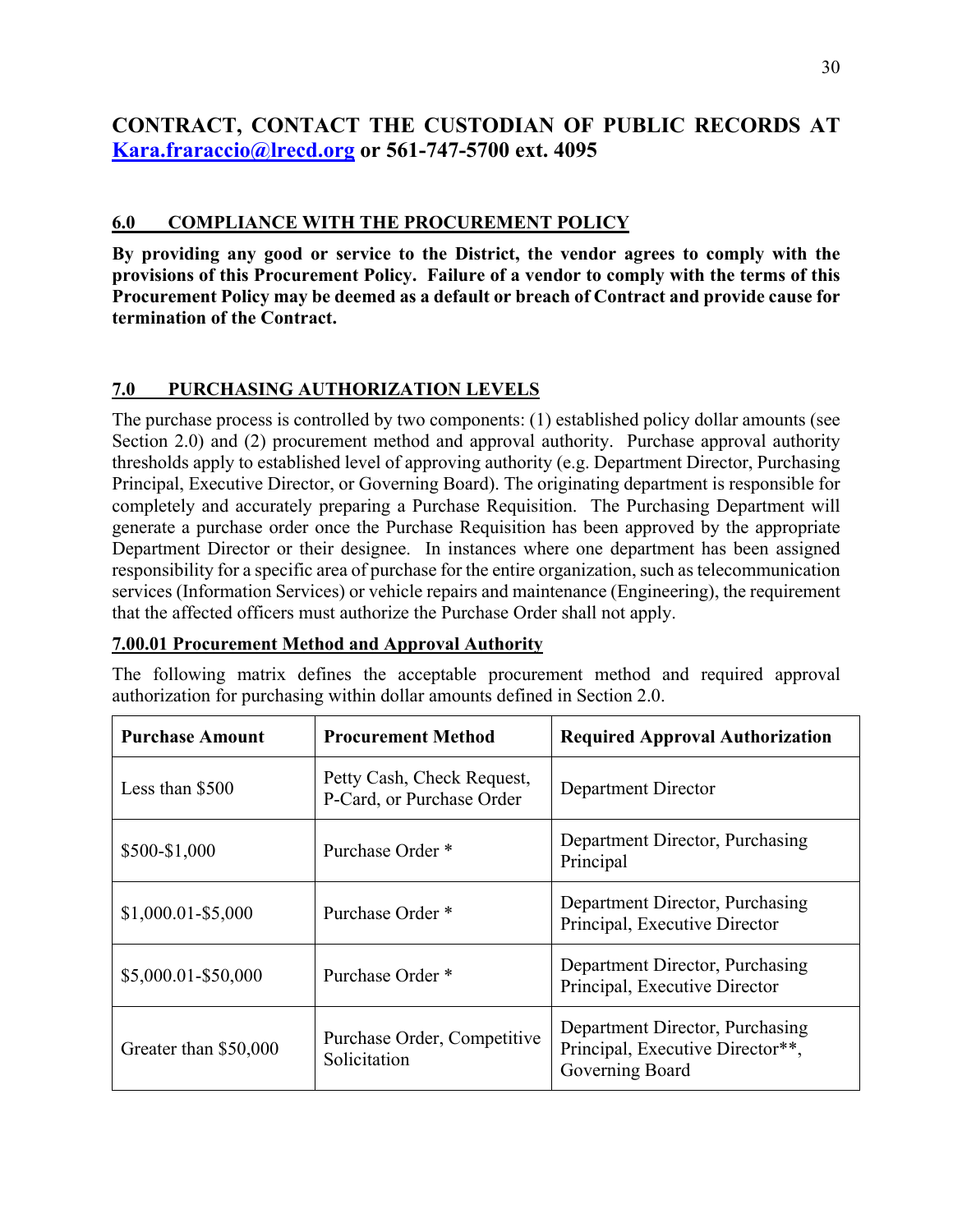**CONTRACT, CONTACT THE CUSTODIAN OF PUBLIC RECORDS AT [Kara.fraraccio@lrecd.org](mailto:Kara.fraraccio@lrecd.org) or 561-747-5700 ext. 4095**

## 6.0 COMPLIANCE WITH THE PROCUREMENT POLICY

**By providing any good or service to the District, the vendor agrees to comply with the provisions of this Procurement Policy. Failure of a vendor to comply with the terms of this Procurement Policy may be deemed as a default or breach of Contract and provide cause for termination of the Contract.**

## 7.0 PURCHASING AUTHORIZATION LEVELS

The purchase process is controlled by two components: (1) established policy dollar amounts (see Section 2.0) and (2) procurement method and approval authority. Purchase approval authority thresholds apply to established level of approving authority (e.g. Department Director, Purchasing Principal, Executive Director, or Governing Board). The originating department is responsible for completely and accurately preparing a Purchase Requisition. The Purchasing Department will generate a purchase order once the Purchase Requisition has been approved by the appropriate Department Director or their designee. In instances where one department has been assigned responsibility for a specific area of purchase for the entire organization, such as telecommunication services (Information Services) or vehicle repairs and maintenance (Engineering), the requirement that the affected officers must authorize the Purchase Order shall not apply.

### 7.00.01 Procurement Method and Approval Authority

The following matrix defines the acceptable procurement method and required approval authorization for purchasing within dollar amounts defined in Section 2.0.

| Purchase Amount | Procurement Method | Required Approval Authorization |
|---|---|---|
| Less than $500 | Petty Cash, Check Request, P-Card, or Purchase Order | Department Director |
| $500-$1,000 | Purchase Order * | Department Director, Purchasing Principal |
| $1,000.01-$5,000 | Purchase Order * | Department Director, Purchasing Principal, Executive Director |
| $5,000.01-$50,000 | Purchase Order * | Department Director, Purchasing Principal, Executive Director |
| Greater than $50,000 | Purchase Order, Competitive Solicitation | Department Director, Purchasing Principal, Executive Director**, Governing Board |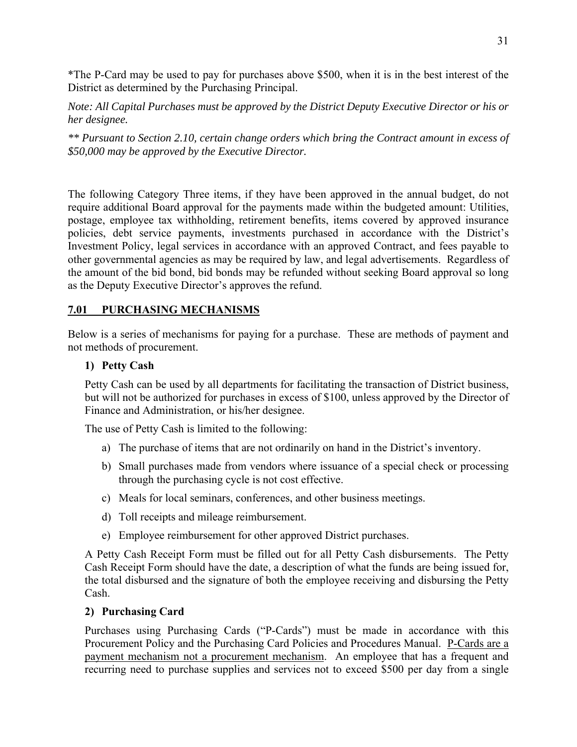*The P-Card may be used to pay for purchases above $500, when it is in the best interest of the District as determined by the Purchasing Principal.

*Note: All Capital Purchases must be approved by the District Deputy Executive Director or his or her designee.*

*** Pursuant to Section 2.10, certain change orders which bring the Contract amount in excess of $50,000 may be approved by the Executive Director.*

The following Category Three items, if they have been approved in the annual budget, do not require additional Board approval for the payments made within the budgeted amount: Utilities, postage, employee tax withholding, retirement benefits, items covered by approved insurance policies, debt service payments, investments purchased in accordance with the District's Investment Policy, legal services in accordance with an approved Contract, and fees payable to other governmental agencies as may be required by law, and legal advertisements. Regardless of the amount of the bid bond, bid bonds may be refunded without seeking Board approval so long as the Deputy Executive Director's approves the refund.

## 7.01 PURCHASING MECHANISMS

Below is a series of mechanisms for paying for a purchase. These are methods of payment and not methods of procurement.

### 1) Petty Cash

Petty Cash can be used by all departments for facilitating the transaction of District business, but will not be authorized for purchases in excess of $100, unless approved by the Director of Finance and Administration, or his/her designee.

The use of Petty Cash is limited to the following:

a) The purchase of items that are not ordinarily on hand in the District's inventory.

b) Small purchases made from vendors where issuance of a special check or processing through the purchasing cycle is not cost effective.

c) Meals for local seminars, conferences, and other business meetings.

d) Toll receipts and mileage reimbursement.

e) Employee reimbursement for other approved District purchases.

A Petty Cash Receipt Form must be filled out for all Petty Cash disbursements. The Petty Cash Receipt Form should have the date, a description of what the funds are being issued for, the total disbursed and the signature of both the employee receiving and disbursing the Petty Cash.

### 2) Purchasing Card

Purchases using Purchasing Cards ("P-Cards") must be made in accordance with this Procurement Policy and the Purchasing Card Policies and Procedures Manual. <u>P-Cards are a payment mechanism not a procurement mechanism</u>. An employee that has a frequent and recurring need to purchase supplies and services not to exceed $500 per day from a single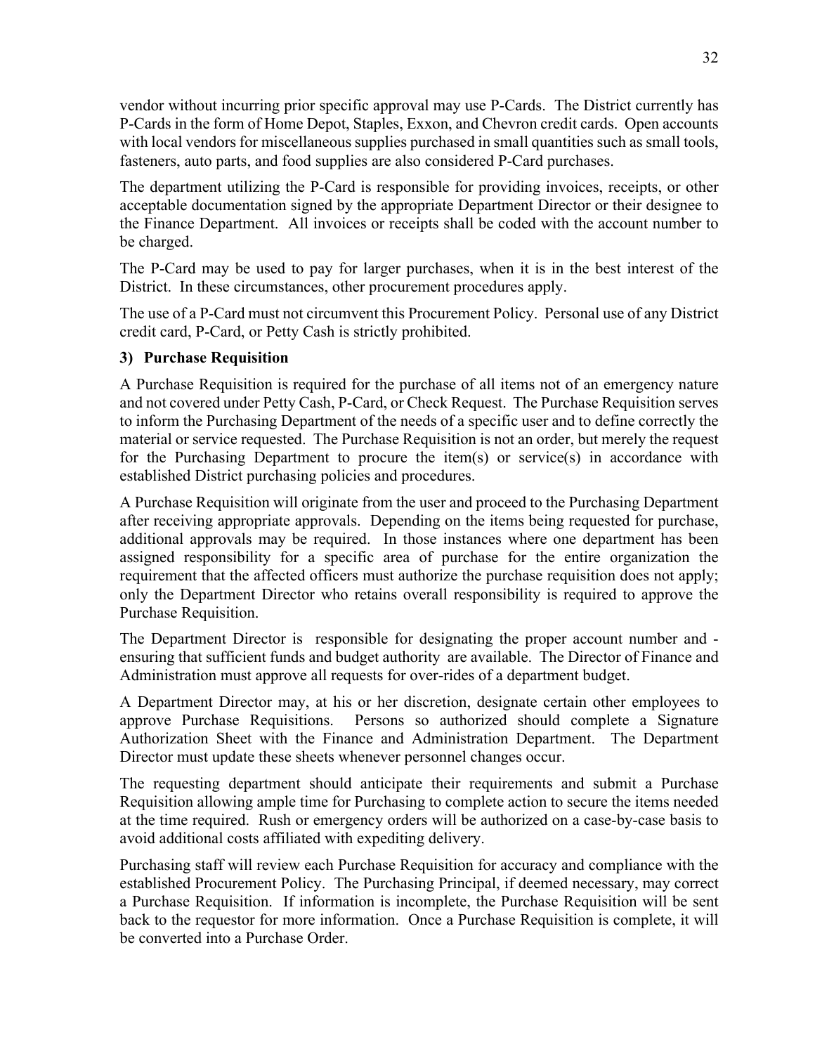vendor without incurring prior specific approval may use P-Cards. The District currently has P-Cards in the form of Home Depot, Staples, Exxon, and Chevron credit cards. Open accounts with local vendors for miscellaneous supplies purchased in small quantities such as small tools, fasteners, auto parts, and food supplies are also considered P-Card purchases.

The department utilizing the P-Card is responsible for providing invoices, receipts, or other acceptable documentation signed by the appropriate Department Director or their designee to the Finance Department. All invoices or receipts shall be coded with the account number to be charged.

The P-Card may be used to pay for larger purchases, when it is in the best interest of the District. In these circumstances, other procurement procedures apply.

The use of a P-Card must not circumvent this Procurement Policy. Personal use of any District credit card, P-Card, or Petty Cash is strictly prohibited.

**3) Purchase Requisition**

A Purchase Requisition is required for the purchase of all items not of an emergency nature and not covered under Petty Cash, P-Card, or Check Request. The Purchase Requisition serves to inform the Purchasing Department of the needs of a specific user and to define correctly the material or service requested. The Purchase Requisition is not an order, but merely the request for the Purchasing Department to procure the item(s) or service(s) in accordance with established District purchasing policies and procedures.

A Purchase Requisition will originate from the user and proceed to the Purchasing Department after receiving appropriate approvals. Depending on the items being requested for purchase, additional approvals may be required. In those instances where one department has been assigned responsibility for a specific area of purchase for the entire organization the requirement that the affected officers must authorize the purchase requisition does not apply; only the Department Director who retains overall responsibility is required to approve the Purchase Requisition.

The Department Director is responsible for designating the proper account number and - ensuring that sufficient funds and budget authority are available. The Director of Finance and Administration must approve all requests for over-rides of a department budget.

A Department Director may, at his or her discretion, designate certain other employees to approve Purchase Requisitions. Persons so authorized should complete a Signature Authorization Sheet with the Finance and Administration Department. The Department Director must update these sheets whenever personnel changes occur.

The requesting department should anticipate their requirements and submit a Purchase Requisition allowing ample time for Purchasing to complete action to secure the items needed at the time required. Rush or emergency orders will be authorized on a case-by-case basis to avoid additional costs affiliated with expediting delivery.

Purchasing staff will review each Purchase Requisition for accuracy and compliance with the established Procurement Policy. The Purchasing Principal, if deemed necessary, may correct a Purchase Requisition. If information is incomplete, the Purchase Requisition will be sent back to the requestor for more information. Once a Purchase Requisition is complete, it will be converted into a Purchase Order.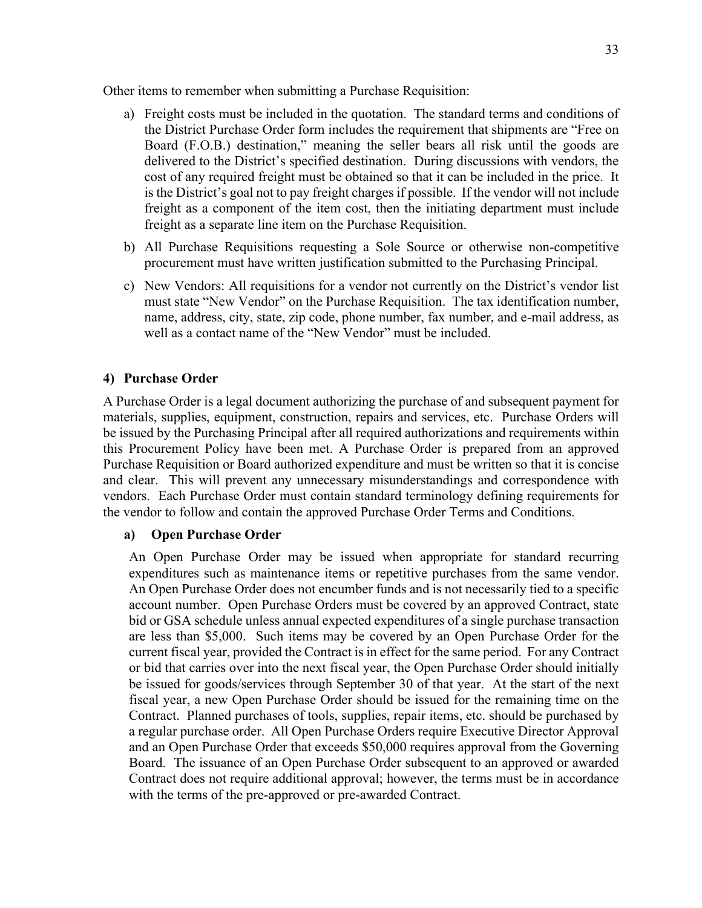Other items to remember when submitting a Purchase Requisition:

a) Freight costs must be included in the quotation. The standard terms and conditions of the District Purchase Order form includes the requirement that shipments are "Free on Board (F.O.B.) destination," meaning the seller bears all risk until the goods are delivered to the District's specified destination. During discussions with vendors, the cost of any required freight must be obtained so that it can be included in the price. It is the District's goal not to pay freight charges if possible. If the vendor will not include freight as a component of the item cost, then the initiating department must include freight as a separate line item on the Purchase Requisition.

b) All Purchase Requisitions requesting a Sole Source or otherwise non-competitive procurement must have written justification submitted to the Purchasing Principal.

c) New Vendors: All requisitions for a vendor not currently on the District's vendor list must state "New Vendor" on the Purchase Requisition. The tax identification number, name, address, city, state, zip code, phone number, fax number, and e-mail address, as well as a contact name of the "New Vendor" must be included.

### 4) Purchase Order

A Purchase Order is a legal document authorizing the purchase of and subsequent payment for materials, supplies, equipment, construction, repairs and services, etc. Purchase Orders will be issued by the Purchasing Principal after all required authorizations and requirements within this Procurement Policy have been met. A Purchase Order is prepared from an approved Purchase Requisition or Board authorized expenditure and must be written so that it is concise and clear. This will prevent any unnecessary misunderstandings and correspondence with vendors. Each Purchase Order must contain standard terminology defining requirements for the vendor to follow and contain the approved Purchase Order Terms and Conditions.

#### a) Open Purchase Order

An Open Purchase Order may be issued when appropriate for standard recurring expenditures such as maintenance items or repetitive purchases from the same vendor. An Open Purchase Order does not encumber funds and is not necessarily tied to a specific account number. Open Purchase Orders must be covered by an approved Contract, state bid or GSA schedule unless annual expected expenditures of a single purchase transaction are less than $5,000. Such items may be covered by an Open Purchase Order for the current fiscal year, provided the Contract is in effect for the same period. For any Contract or bid that carries over into the next fiscal year, the Open Purchase Order should initially be issued for goods/services through September 30 of that year. At the start of the next fiscal year, a new Open Purchase Order should be issued for the remaining time on the Contract. Planned purchases of tools, supplies, repair items, etc. should be purchased by a regular purchase order. All Open Purchase Orders require Executive Director Approval and an Open Purchase Order that exceeds $50,000 requires approval from the Governing Board. The issuance of an Open Purchase Order subsequent to an approved or awarded Contract does not require additional approval; however, the terms must be in accordance with the terms of the pre-approved or pre-awarded Contract.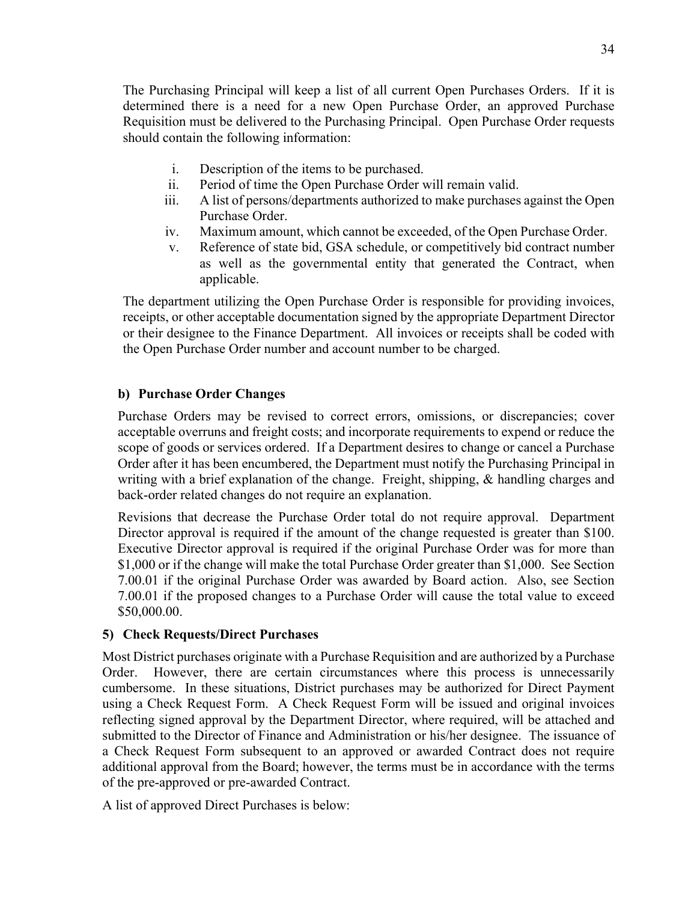The Purchasing Principal will keep a list of all current Open Purchases Orders. If it is determined there is a need for a new Open Purchase Order, an approved Purchase Requisition must be delivered to the Purchasing Principal. Open Purchase Order requests should contain the following information:

i. Description of the items to be purchased.
ii. Period of time the Open Purchase Order will remain valid.
iii. A list of persons/departments authorized to make purchases against the Open Purchase Order.
iv. Maximum amount, which cannot be exceeded, of the Open Purchase Order.
v. Reference of state bid, GSA schedule, or competitively bid contract number as well as the governmental entity that generated the Contract, when applicable.

The department utilizing the Open Purchase Order is responsible for providing invoices, receipts, or other acceptable documentation signed by the appropriate Department Director or their designee to the Finance Department. All invoices or receipts shall be coded with the Open Purchase Order number and account number to be charged.

**b) Purchase Order Changes**

Purchase Orders may be revised to correct errors, omissions, or discrepancies; cover acceptable overruns and freight costs; and incorporate requirements to expend or reduce the scope of goods or services ordered. If a Department desires to change or cancel a Purchase Order after it has been encumbered, the Department must notify the Purchasing Principal in writing with a brief explanation of the change. Freight, shipping, & handling charges and back-order related changes do not require an explanation.

Revisions that decrease the Purchase Order total do not require approval. Department Director approval is required if the amount of the change requested is greater than $100. Executive Director approval is required if the original Purchase Order was for more than $1,000 or if the change will make the total Purchase Order greater than $1,000. See Section 7.00.01 if the original Purchase Order was awarded by Board action. Also, see Section 7.00.01 if the proposed changes to a Purchase Order will cause the total value to exceed $50,000.00.

**5) Check Requests/Direct Purchases**

Most District purchases originate with a Purchase Requisition and are authorized by a Purchase Order. However, there are certain circumstances where this process is unnecessarily cumbersome. In these situations, District purchases may be authorized for Direct Payment using a Check Request Form. A Check Request Form will be issued and original invoices reflecting signed approval by the Department Director, where required, will be attached and submitted to the Director of Finance and Administration or his/her designee. The issuance of a Check Request Form subsequent to an approved or awarded Contract does not require additional approval from the Board; however, the terms must be in accordance with the terms of the pre-approved or pre-awarded Contract.

A list of approved Direct Purchases is below: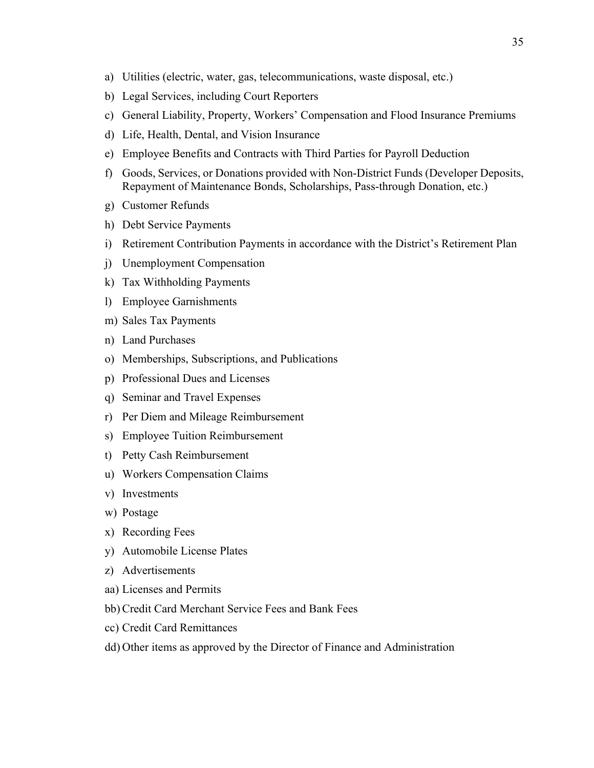a) Utilities (electric, water, gas, telecommunications, waste disposal, etc.)
b) Legal Services, including Court Reporters
c) General Liability, Property, Workers' Compensation and Flood Insurance Premiums
d) Life, Health, Dental, and Vision Insurance
e) Employee Benefits and Contracts with Third Parties for Payroll Deduction
f) Goods, Services, or Donations provided with Non-District Funds (Developer Deposits, Repayment of Maintenance Bonds, Scholarships, Pass-through Donation, etc.)
g) Customer Refunds
h) Debt Service Payments
i) Retirement Contribution Payments in accordance with the District's Retirement Plan
j) Unemployment Compensation
k) Tax Withholding Payments
l) Employee Garnishments
m) Sales Tax Payments
n) Land Purchases
o) Memberships, Subscriptions, and Publications
p) Professional Dues and Licenses
q) Seminar and Travel Expenses
r) Per Diem and Mileage Reimbursement
s) Employee Tuition Reimbursement
t) Petty Cash Reimbursement
u) Workers Compensation Claims
v) Investments
w) Postage
x) Recording Fees
y) Automobile License Plates
z) Advertisements
aa) Licenses and Permits
bb) Credit Card Merchant Service Fees and Bank Fees
cc) Credit Card Remittances
dd) Other items as approved by the Director of Finance and Administration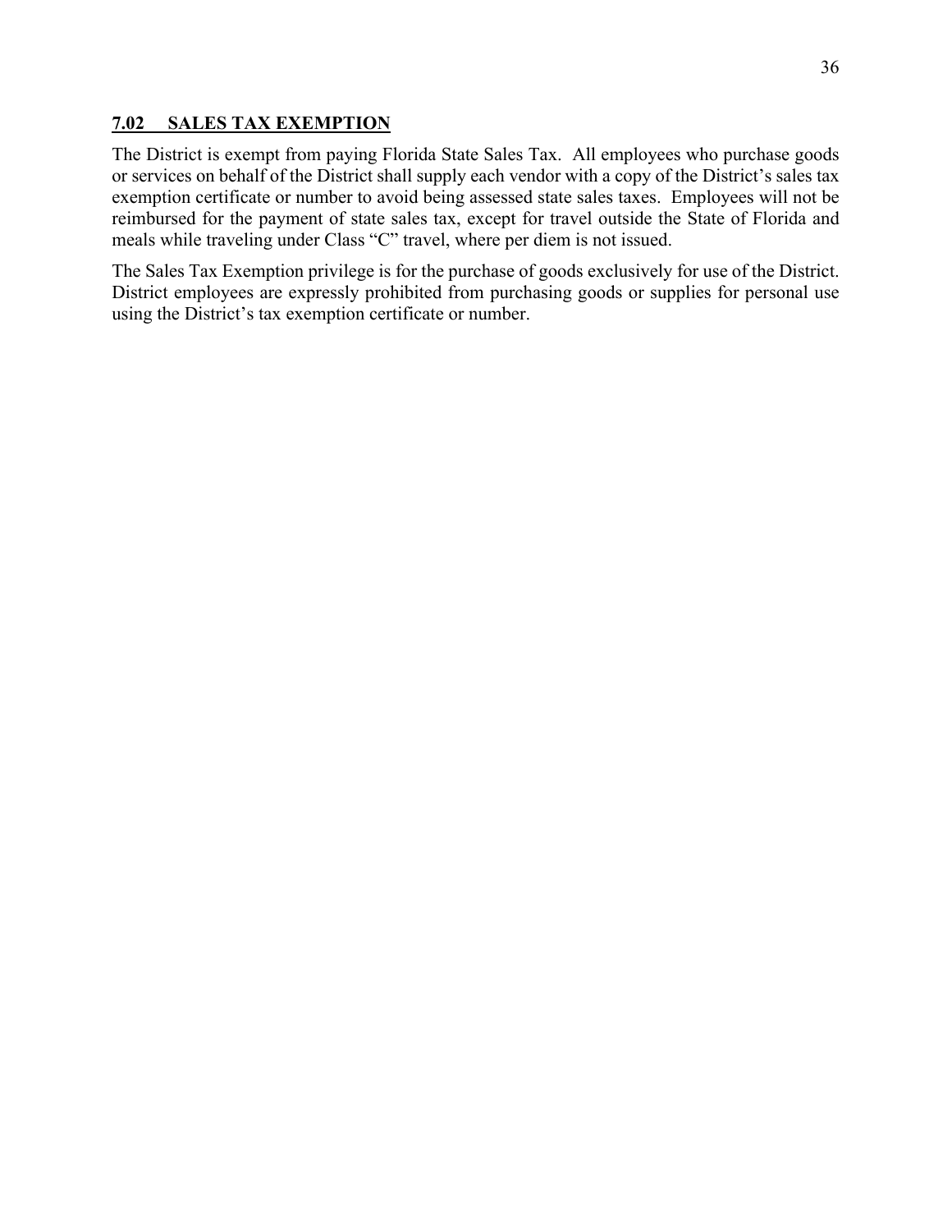## **7.02 SALES TAX EXEMPTION**

The District is exempt from paying Florida State Sales Tax. All employees who purchase goods or services on behalf of the District shall supply each vendor with a copy of the District's sales tax exemption certificate or number to avoid being assessed state sales taxes. Employees will not be reimbursed for the payment of state sales tax, except for travel outside the State of Florida and meals while traveling under Class "C" travel, where per diem is not issued.

The Sales Tax Exemption privilege is for the purchase of goods exclusively for use of the District. District employees are expressly prohibited from purchasing goods or supplies for personal use using the District's tax exemption certificate or number.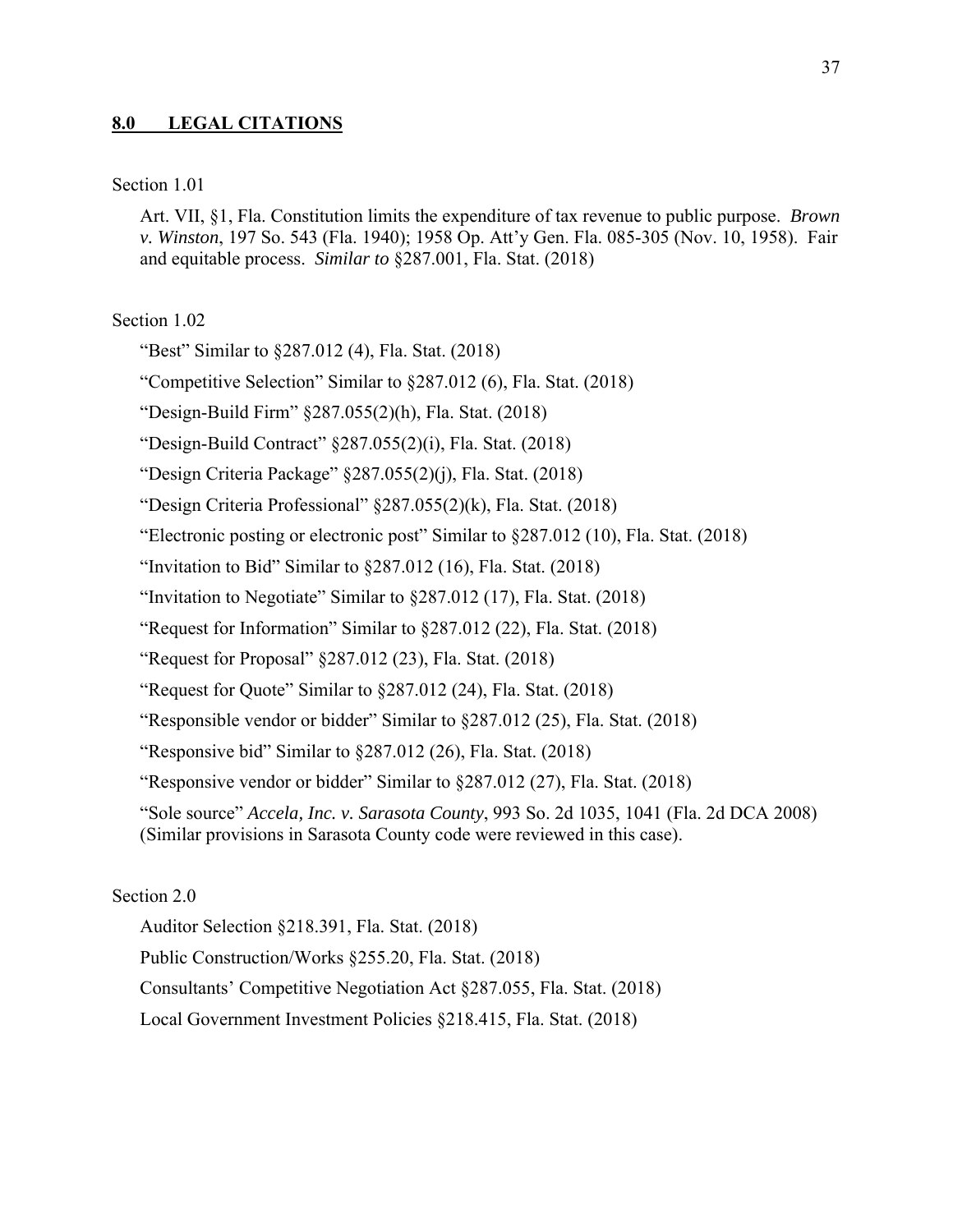## **8.0 LEGAL CITATIONS**

Section 1.01

Art. VII, §1, Fla. Constitution limits the expenditure of tax revenue to public purpose. *Brown v. Winston*, 197 So. 543 (Fla. 1940); 1958 Op. Att'y Gen. Fla. 085-305 (Nov. 10, 1958). Fair and equitable process. *Similar to* §287.001, Fla. Stat. (2018)

Section 1.02

"Best" Similar to §287.012 (4), Fla. Stat. (2018)

"Competitive Selection" Similar to §287.012 (6), Fla. Stat. (2018)

"Design-Build Firm" §287.055(2)(h), Fla. Stat. (2018)

"Design-Build Contract" §287.055(2)(i), Fla. Stat. (2018)

"Design Criteria Package" §287.055(2)(j), Fla. Stat. (2018)

"Design Criteria Professional" §287.055(2)(k), Fla. Stat. (2018)

"Electronic posting or electronic post" Similar to §287.012 (10), Fla. Stat. (2018)

"Invitation to Bid" Similar to §287.012 (16), Fla. Stat. (2018)

"Invitation to Negotiate" Similar to §287.012 (17), Fla. Stat. (2018)

"Request for Information" Similar to §287.012 (22), Fla. Stat. (2018)

"Request for Proposal" §287.012 (23), Fla. Stat. (2018)

"Request for Quote" Similar to §287.012 (24), Fla. Stat. (2018)

"Responsible vendor or bidder" Similar to §287.012 (25), Fla. Stat. (2018)

"Responsive bid" Similar to §287.012 (26), Fla. Stat. (2018)

"Responsive vendor or bidder" Similar to §287.012 (27), Fla. Stat. (2018)

"Sole source" *Accela, Inc. v. Sarasota County*, 993 So. 2d 1035, 1041 (Fla. 2d DCA 2008) (Similar provisions in Sarasota County code were reviewed in this case).

Section 2.0

Auditor Selection §218.391, Fla. Stat. (2018)

Public Construction/Works §255.20, Fla. Stat. (2018)

Consultants' Competitive Negotiation Act §287.055, Fla. Stat. (2018)

Local Government Investment Policies §218.415, Fla. Stat. (2018)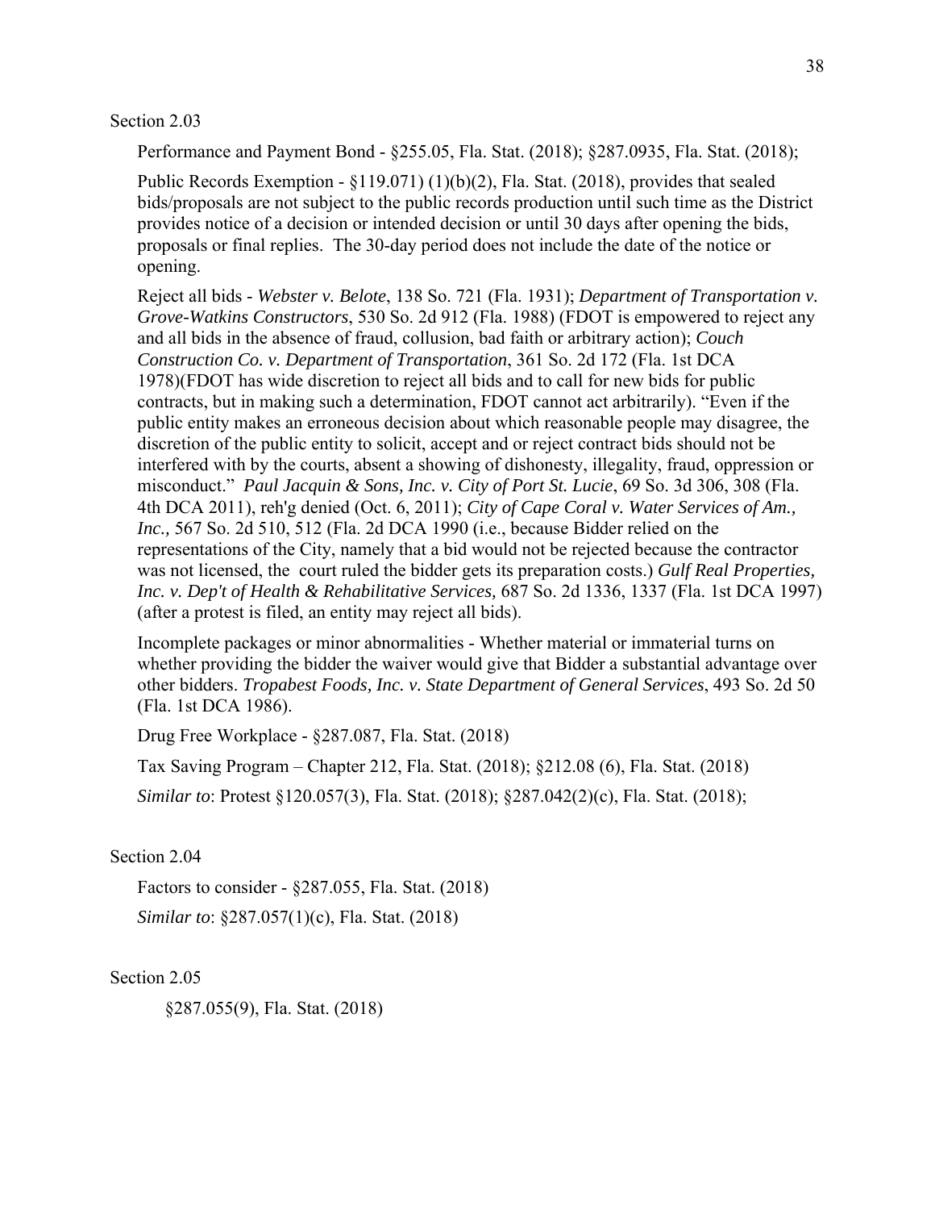Section 2.03

Performance and Payment Bond - §255.05, Fla. Stat. (2018); §287.0935, Fla. Stat. (2018);

Public Records Exemption - §119.071) (1)(b)(2), Fla. Stat. (2018), provides that sealed bids/proposals are not subject to the public records production until such time as the District provides notice of a decision or intended decision or until 30 days after opening the bids, proposals or final replies. The 30-day period does not include the date of the notice or opening.

Reject all bids - *Webster v. Belote*, 138 So. 721 (Fla. 1931); *Department of Transportation v. Grove-Watkins Constructors*, 530 So. 2d 912 (Fla. 1988) (FDOT is empowered to reject any and all bids in the absence of fraud, collusion, bad faith or arbitrary action); *Couch Construction Co. v. Department of Transportation*, 361 So. 2d 172 (Fla. 1st DCA 1978)(FDOT has wide discretion to reject all bids and to call for new bids for public contracts, but in making such a determination, FDOT cannot act arbitrarily). "Even if the public entity makes an erroneous decision about which reasonable people may disagree, the discretion of the public entity to solicit, accept and or reject contract bids should not be interfered with by the courts, absent a showing of dishonesty, illegality, fraud, oppression or misconduct." *Paul Jacquin & Sons, Inc. v. City of Port St. Lucie*, 69 So. 3d 306, 308 (Fla. 4th DCA 2011), reh'g denied (Oct. 6, 2011); *City of Cape Coral v. Water Services of Am., Inc.,* 567 So. 2d 510, 512 (Fla. 2d DCA 1990 (i.e., because Bidder relied on the representations of the City, namely that a bid would not be rejected because the contractor was not licensed, the court ruled the bidder gets its preparation costs.) *Gulf Real Properties, Inc. v. Dep't of Health & Rehabilitative Services,* 687 So. 2d 1336, 1337 (Fla. 1st DCA 1997) (after a protest is filed, an entity may reject all bids).

Incomplete packages or minor abnormalities - Whether material or immaterial turns on whether providing the bidder the waiver would give that Bidder a substantial advantage over other bidders. *Tropabest Foods, Inc. v. State Department of General Services*, 493 So. 2d 50 (Fla. 1st DCA 1986).

Drug Free Workplace - §287.087, Fla. Stat. (2018)

Tax Saving Program – Chapter 212, Fla. Stat. (2018); §212.08 (6), Fla. Stat. (2018)

*Similar to*: Protest §120.057(3), Fla. Stat. (2018); §287.042(2)(c), Fla. Stat. (2018);

Section 2.04

Factors to consider - §287.055, Fla. Stat. (2018)

*Similar to*: §287.057(1)(c), Fla. Stat. (2018)

Section 2.05

§287.055(9), Fla. Stat. (2018)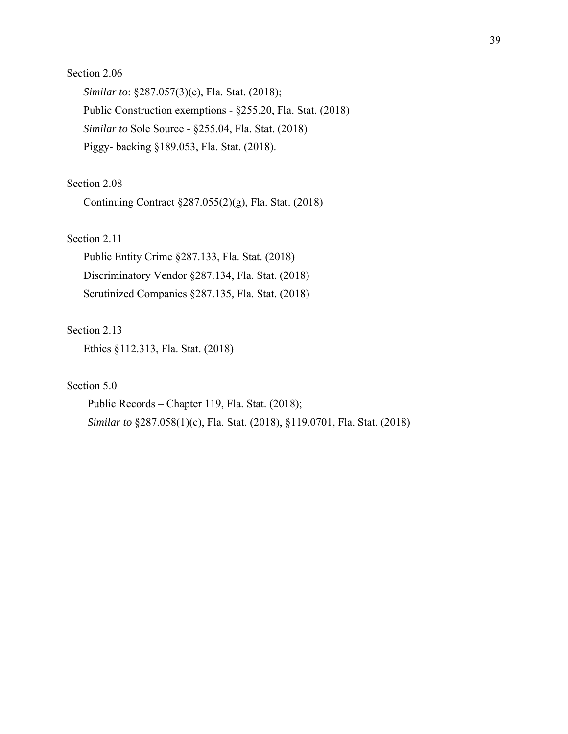Section 2.06

*Similar to*: §287.057(3)(e), Fla. Stat. (2018);
Public Construction exemptions - §255.20, Fla. Stat. (2018)
*Similar to* Sole Source - §255.04, Fla. Stat. (2018)
Piggy- backing §189.053, Fla. Stat. (2018).

Section 2.08

Continuing Contract §287.055(2)(g), Fla. Stat. (2018)

Section 2.11

Public Entity Crime §287.133, Fla. Stat. (2018)
Discriminatory Vendor §287.134, Fla. Stat. (2018)
Scrutinized Companies §287.135, Fla. Stat. (2018)

Section 2.13

Ethics §112.313, Fla. Stat. (2018)

Section 5.0

Public Records – Chapter 119, Fla. Stat. (2018);
*Similar to* §287.058(1)(c), Fla. Stat. (2018), §119.0701, Fla. Stat. (2018)